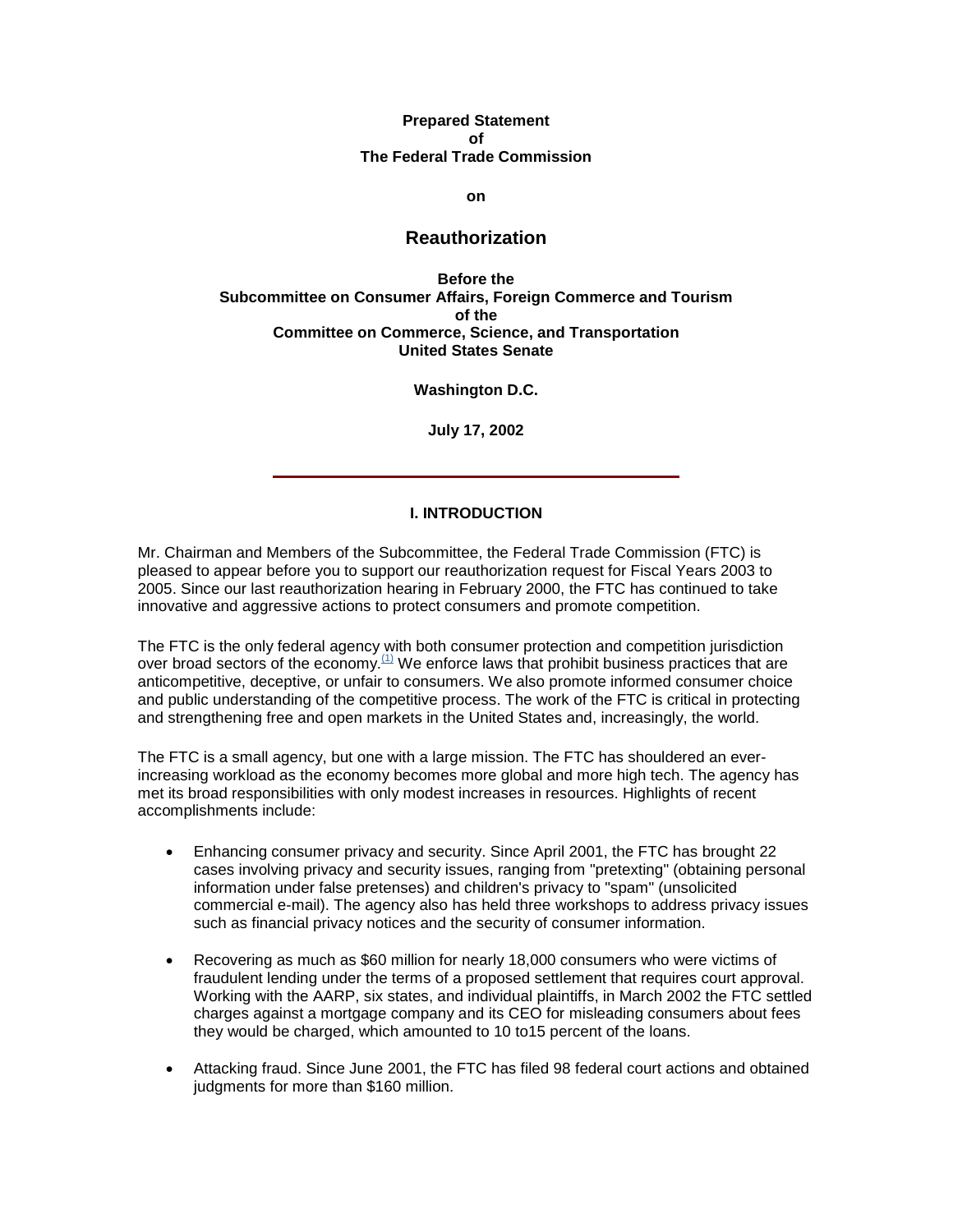**Prepared Statement**
**of**
**The Federal Trade Commission**

**on**

# Reauthorization

**Before the**
**Subcommittee on Consumer Affairs, Foreign Commerce and Tourism**
**of the**
**Committee on Commerce, Science, and Transportation**
**United States Senate**

**Washington D.C.**

**July 17, 2002**

---

## I. INTRODUCTION

Mr. Chairman and Members of the Subcommittee, the Federal Trade Commission (FTC) is pleased to appear before you to support our reauthorization request for Fiscal Years 2003 to 2005. Since our last reauthorization hearing in February 2000, the FTC has continued to take innovative and aggressive actions to protect consumers and promote competition.

The FTC is the only federal agency with both consumer protection and competition jurisdiction over broad sectors of the economy.[1] We enforce laws that prohibit business practices that are anticompetitive, deceptive, or unfair to consumers. We also promote informed consumer choice and public understanding of the competitive process. The work of the FTC is critical in protecting and strengthening free and open markets in the United States and, increasingly, the world.

The FTC is a small agency, but one with a large mission. The FTC has shouldered an ever-increasing workload as the economy becomes more global and more high tech. The agency has met its broad responsibilities with only modest increases in resources. Highlights of recent accomplishments include:

- Enhancing consumer privacy and security. Since April 2001, the FTC has brought 22 cases involving privacy and security issues, ranging from "pretexting" (obtaining personal information under false pretenses) and children's privacy to "spam" (unsolicited commercial e-mail). The agency also has held three workshops to address privacy issues such as financial privacy notices and the security of consumer information.
- Recovering as much as $60 million for nearly 18,000 consumers who were victims of fraudulent lending under the terms of a proposed settlement that requires court approval. Working with the AARP, six states, and individual plaintiffs, in March 2002 the FTC settled charges against a mortgage company and its CEO for misleading consumers about fees they would be charged, which amounted to 10 to15 percent of the loans.
- Attacking fraud. Since June 2001, the FTC has filed 98 federal court actions and obtained judgments for more than $160 million.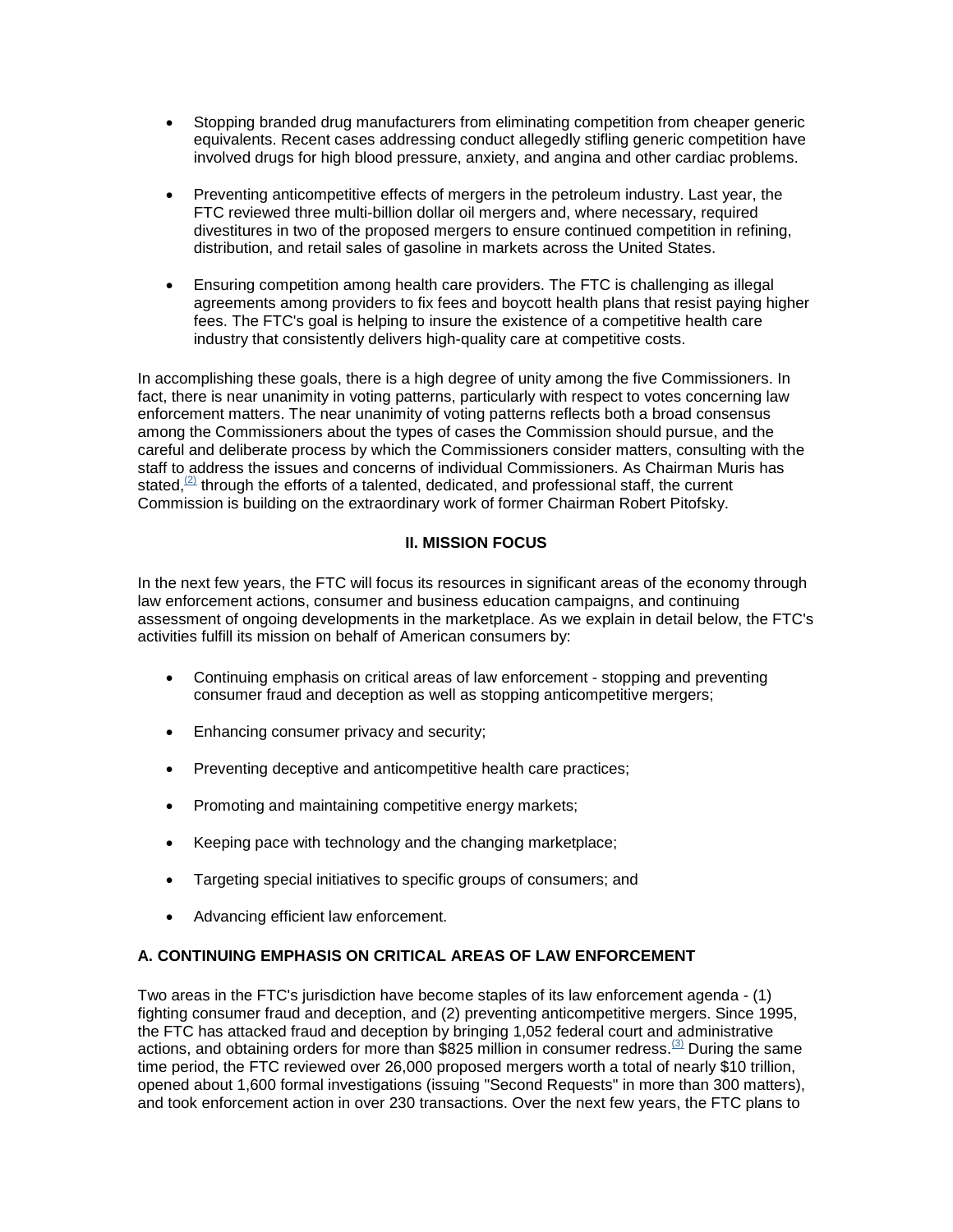- Stopping branded drug manufacturers from eliminating competition from cheaper generic equivalents. Recent cases addressing conduct allegedly stifling generic competition have involved drugs for high blood pressure, anxiety, and angina and other cardiac problems.

- Preventing anticompetitive effects of mergers in the petroleum industry. Last year, the FTC reviewed three multi-billion dollar oil mergers and, where necessary, required divestitures in two of the proposed mergers to ensure continued competition in refining, distribution, and retail sales of gasoline in markets across the United States.

- Ensuring competition among health care providers. The FTC is challenging as illegal agreements among providers to fix fees and boycott health plans that resist paying higher fees. The FTC's goal is helping to insure the existence of a competitive health care industry that consistently delivers high-quality care at competitive costs.

In accomplishing these goals, there is a high degree of unity among the five Commissioners. In fact, there is near unanimity in voting patterns, particularly with respect to votes concerning law enforcement matters. The near unanimity of voting patterns reflects both a broad consensus among the Commissioners about the types of cases the Commission should pursue, and the careful and deliberate process by which the Commissioners consider matters, consulting with the staff to address the issues and concerns of individual Commissioners. As Chairman Muris has stated,[(2)] through the efforts of a talented, dedicated, and professional staff, the current Commission is building on the extraordinary work of former Chairman Robert Pitofsky.

## II. MISSION FOCUS

In the next few years, the FTC will focus its resources in significant areas of the economy through law enforcement actions, consumer and business education campaigns, and continuing assessment of ongoing developments in the marketplace. As we explain in detail below, the FTC's activities fulfill its mission on behalf of American consumers by:

- Continuing emphasis on critical areas of law enforcement - stopping and preventing consumer fraud and deception as well as stopping anticompetitive mergers;

- Enhancing consumer privacy and security;

- Preventing deceptive and anticompetitive health care practices;

- Promoting and maintaining competitive energy markets;

- Keeping pace with technology and the changing marketplace;

- Targeting special initiatives to specific groups of consumers; and

- Advancing efficient law enforcement.

### A. CONTINUING EMPHASIS ON CRITICAL AREAS OF LAW ENFORCEMENT

Two areas in the FTC's jurisdiction have become staples of its law enforcement agenda - (1) fighting consumer fraud and deception, and (2) preventing anticompetitive mergers. Since 1995, the FTC has attacked fraud and deception by bringing 1,052 federal court and administrative actions, and obtaining orders for more than $825 million in consumer redress.[(3)] During the same time period, the FTC reviewed over 26,000 proposed mergers worth a total of nearly $10 trillion, opened about 1,600 formal investigations (issuing "Second Requests" in more than 300 matters), and took enforcement action in over 230 transactions. Over the next few years, the FTC plans to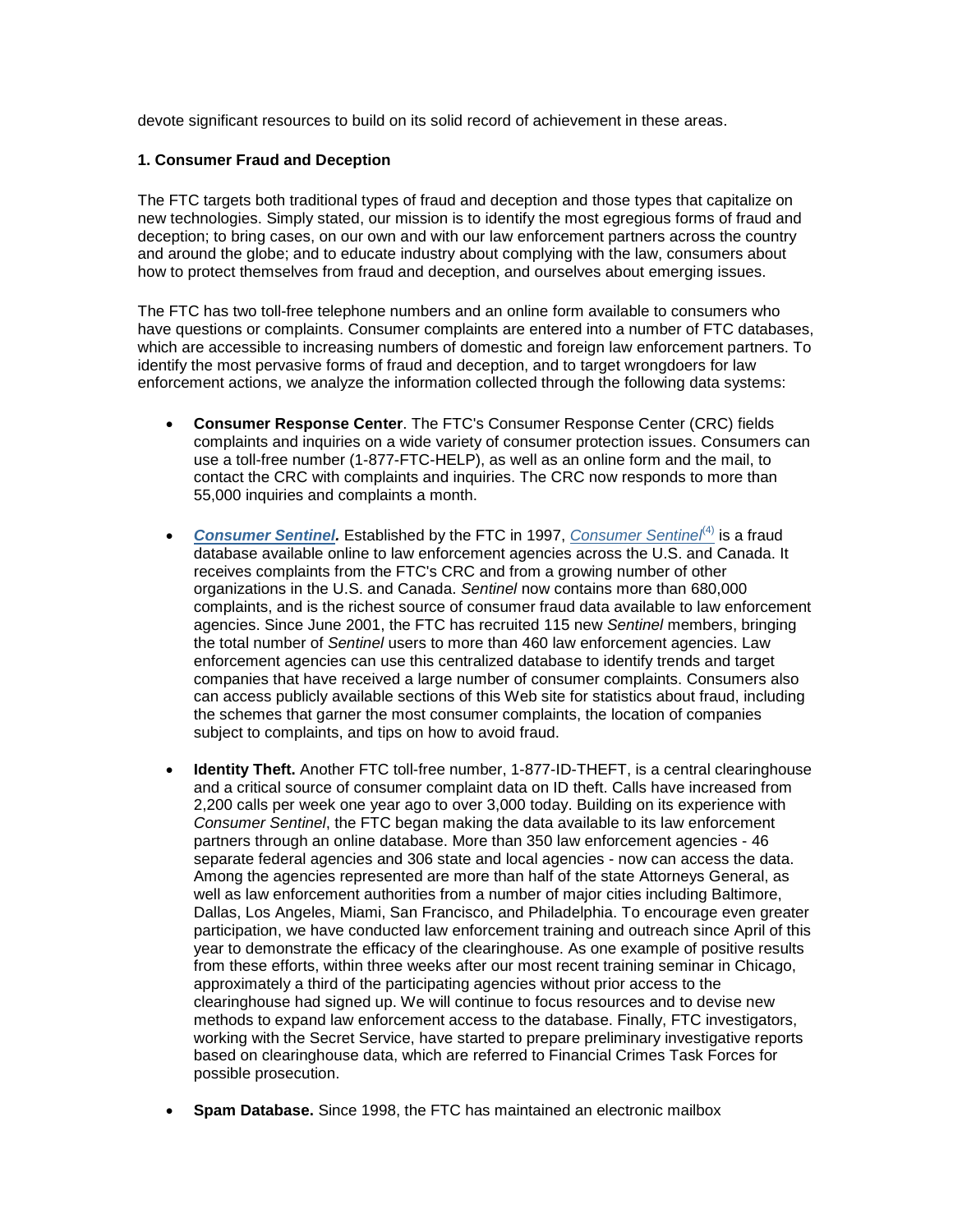devote significant resources to build on its solid record of achievement in these areas.

**1. Consumer Fraud and Deception**

The FTC targets both traditional types of fraud and deception and those types that capitalize on new technologies. Simply stated, our mission is to identify the most egregious forms of fraud and deception; to bring cases, on our own and with our law enforcement partners across the country and around the globe; and to educate industry about complying with the law, consumers about how to protect themselves from fraud and deception, and ourselves about emerging issues.

The FTC has two toll-free telephone numbers and an online form available to consumers who have questions or complaints. Consumer complaints are entered into a number of FTC databases, which are accessible to increasing numbers of domestic and foreign law enforcement partners. To identify the most pervasive forms of fraud and deception, and to target wrongdoers for law enforcement actions, we analyze the information collected through the following data systems:

- **Consumer Response Center**. The FTC's Consumer Response Center (CRC) fields complaints and inquiries on a wide variety of consumer protection issues. Consumers can use a toll-free number (1-877-FTC-HELP), as well as an online form and the mail, to contact the CRC with complaints and inquiries. The CRC now responds to more than 55,000 inquiries and complaints a month.

- ***Consumer Sentinel*****.** Established by the FTC in 1997, *Consumer Sentinel*[4] is a fraud database available online to law enforcement agencies across the U.S. and Canada. It receives complaints from the FTC's CRC and from a growing number of other organizations in the U.S. and Canada. *Sentinel* now contains more than 680,000 complaints, and is the richest source of consumer fraud data available to law enforcement agencies. Since June 2001, the FTC has recruited 115 new *Sentinel* members, bringing the total number of *Sentinel* users to more than 460 law enforcement agencies. Law enforcement agencies can use this centralized database to identify trends and target companies that have received a large number of consumer complaints. Consumers also can access publicly available sections of this Web site for statistics about fraud, including the schemes that garner the most consumer complaints, the location of companies subject to complaints, and tips on how to avoid fraud.

- **Identity Theft.** Another FTC toll-free number, 1-877-ID-THEFT, is a central clearinghouse and a critical source of consumer complaint data on ID theft. Calls have increased from 2,200 calls per week one year ago to over 3,000 today. Building on its experience with *Consumer Sentinel*, the FTC began making the data available to its law enforcement partners through an online database. More than 350 law enforcement agencies - 46 separate federal agencies and 306 state and local agencies - now can access the data. Among the agencies represented are more than half of the state Attorneys General, as well as law enforcement authorities from a number of major cities including Baltimore, Dallas, Los Angeles, Miami, San Francisco, and Philadelphia. To encourage even greater participation, we have conducted law enforcement training and outreach since April of this year to demonstrate the efficacy of the clearinghouse. As one example of positive results from these efforts, within three weeks after our most recent training seminar in Chicago, approximately a third of the participating agencies without prior access to the clearinghouse had signed up. We will continue to focus resources and to devise new methods to expand law enforcement access to the database. Finally, FTC investigators, working with the Secret Service, have started to prepare preliminary investigative reports based on clearinghouse data, which are referred to Financial Crimes Task Forces for possible prosecution.

- **Spam Database.** Since 1998, the FTC has maintained an electronic mailbox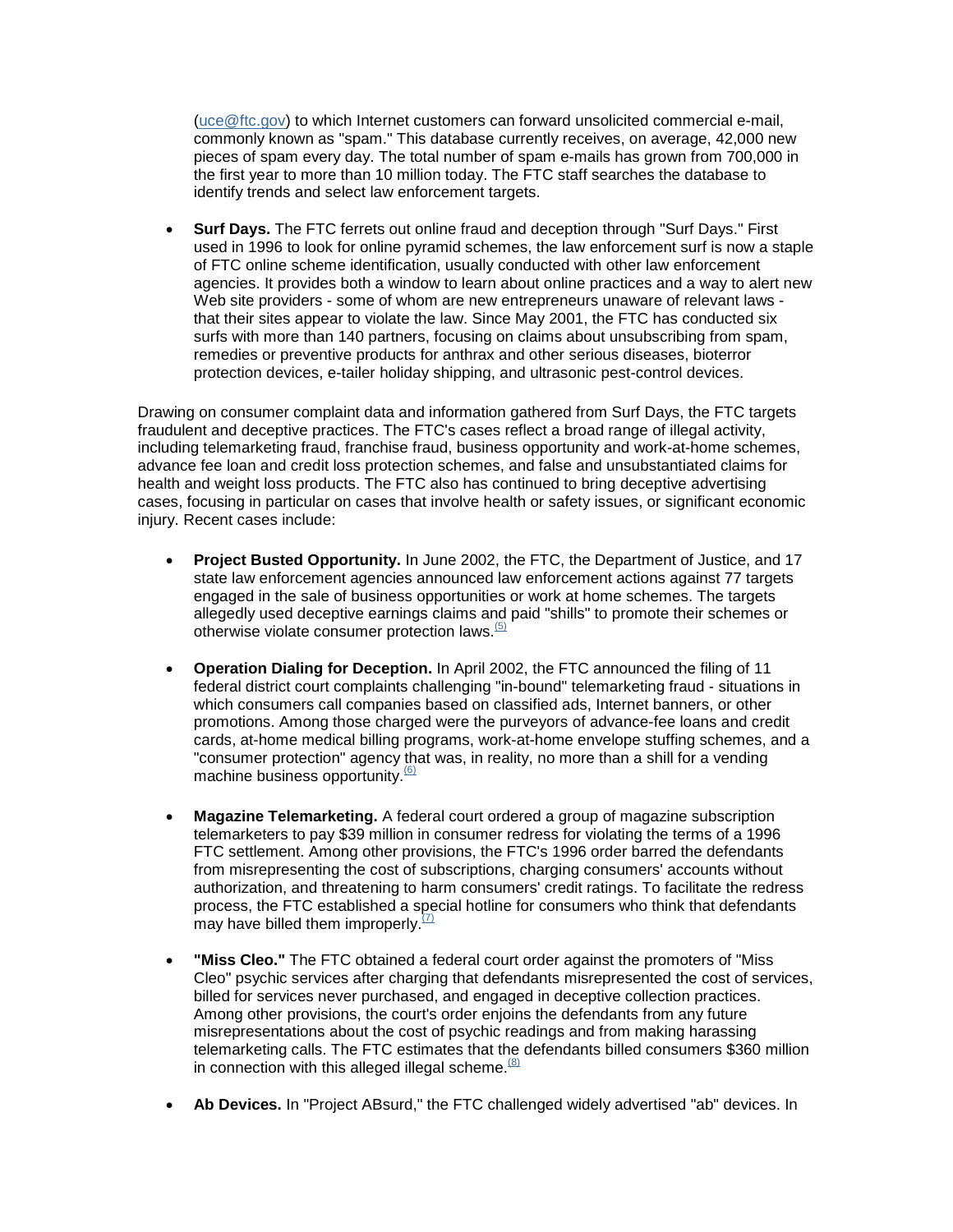(uce@ftc.gov) to which Internet customers can forward unsolicited commercial e-mail, commonly known as "spam." This database currently receives, on average, 42,000 new pieces of spam every day. The total number of spam e-mails has grown from 700,000 in the first year to more than 10 million today. The FTC staff searches the database to identify trends and select law enforcement targets.

- **Surf Days.** The FTC ferrets out online fraud and deception through "Surf Days." First used in 1996 to look for online pyramid schemes, the law enforcement surf is now a staple of FTC online scheme identification, usually conducted with other law enforcement agencies. It provides both a window to learn about online practices and a way to alert new Web site providers - some of whom are new entrepreneurs unaware of relevant laws - that their sites appear to violate the law. Since May 2001, the FTC has conducted six surfs with more than 140 partners, focusing on claims about unsubscribing from spam, remedies or preventive products for anthrax and other serious diseases, bioterror protection devices, e-tailer holiday shipping, and ultrasonic pest-control devices.

Drawing on consumer complaint data and information gathered from Surf Days, the FTC targets fraudulent and deceptive practices. The FTC's cases reflect a broad range of illegal activity, including telemarketing fraud, franchise fraud, business opportunity and work-at-home schemes, advance fee loan and credit loss protection schemes, and false and unsubstantiated claims for health and weight loss products. The FTC also has continued to bring deceptive advertising cases, focusing in particular on cases that involve health or safety issues, or significant economic injury. Recent cases include:

- **Project Busted Opportunity.** In June 2002, the FTC, the Department of Justice, and 17 state law enforcement agencies announced law enforcement actions against 77 targets engaged in the sale of business opportunities or work at home schemes. The targets allegedly used deceptive earnings claims and paid "shills" to promote their schemes or otherwise violate consumer protection laws.[(5)]

- **Operation Dialing for Deception.** In April 2002, the FTC announced the filing of 11 federal district court complaints challenging "in-bound" telemarketing fraud - situations in which consumers call companies based on classified ads, Internet banners, or other promotions. Among those charged were the purveyors of advance-fee loans and credit cards, at-home medical billing programs, work-at-home envelope stuffing schemes, and a "consumer protection" agency that was, in reality, no more than a shill for a vending machine business opportunity.[(6)]

- **Magazine Telemarketing.** A federal court ordered a group of magazine subscription telemarketers to pay $39 million in consumer redress for violating the terms of a 1996 FTC settlement. Among other provisions, the FTC's 1996 order barred the defendants from misrepresenting the cost of subscriptions, charging consumers' accounts without authorization, and threatening to harm consumers' credit ratings. To facilitate the redress process, the FTC established a special hotline for consumers who think that defendants may have billed them improperly.[(7)]

- **"Miss Cleo."** The FTC obtained a federal court order against the promoters of "Miss Cleo" psychic services after charging that defendants misrepresented the cost of services, billed for services never purchased, and engaged in deceptive collection practices. Among other provisions, the court's order enjoins the defendants from any future misrepresentations about the cost of psychic readings and from making harassing telemarketing calls. The FTC estimates that the defendants billed consumers $360 million in connection with this alleged illegal scheme.[(8)]

- **Ab Devices.** In "Project ABsurd," the FTC challenged widely advertised "ab" devices. In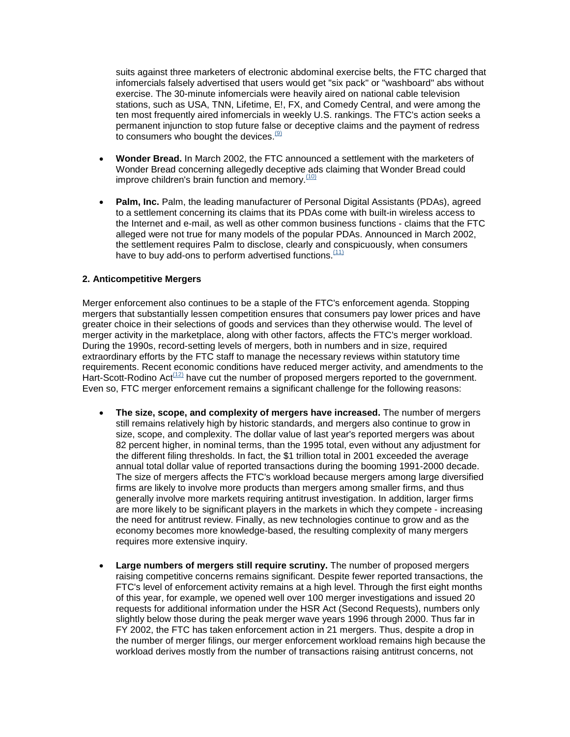suits against three marketers of electronic abdominal exercise belts, the FTC charged that infomercials falsely advertised that users would get "six pack" or "washboard" abs without exercise. The 30-minute infomercials were heavily aired on national cable television stations, such as USA, TNN, Lifetime, E!, FX, and Comedy Central, and were among the ten most frequently aired infomercials in weekly U.S. rankings. The FTC's action seeks a permanent injunction to stop future false or deceptive claims and the payment of redress to consumers who bought the devices.[(9)]

- **Wonder Bread.** In March 2002, the FTC announced a settlement with the marketers of Wonder Bread concerning allegedly deceptive ads claiming that Wonder Bread could improve children's brain function and memory.[(10)]

- **Palm, Inc.** Palm, the leading manufacturer of Personal Digital Assistants (PDAs), agreed to a settlement concerning its claims that its PDAs come with built-in wireless access to the Internet and e-mail, as well as other common business functions - claims that the FTC alleged were not true for many models of the popular PDAs. Announced in March 2002, the settlement requires Palm to disclose, clearly and conspicuously, when consumers have to buy add-ons to perform advertised functions.[(11)]

### 2. Anticompetitive Mergers

Merger enforcement also continues to be a staple of the FTC's enforcement agenda. Stopping mergers that substantially lessen competition ensures that consumers pay lower prices and have greater choice in their selections of goods and services than they otherwise would. The level of merger activity in the marketplace, along with other factors, affects the FTC's merger workload. During the 1990s, record-setting levels of mergers, both in numbers and in size, required extraordinary efforts by the FTC staff to manage the necessary reviews within statutory time requirements. Recent economic conditions have reduced merger activity, and amendments to the Hart-Scott-Rodino Act[(12)] have cut the number of proposed mergers reported to the government. Even so, FTC merger enforcement remains a significant challenge for the following reasons:

- **The size, scope, and complexity of mergers have increased.** The number of mergers still remains relatively high by historic standards, and mergers also continue to grow in size, scope, and complexity. The dollar value of last year's reported mergers was about 82 percent higher, in nominal terms, than the 1995 total, even without any adjustment for the different filing thresholds. In fact, the $1 trillion total in 2001 exceeded the average annual total dollar value of reported transactions during the booming 1991-2000 decade. The size of mergers affects the FTC's workload because mergers among large diversified firms are likely to involve more products than mergers among smaller firms, and thus generally involve more markets requiring antitrust investigation. In addition, larger firms are more likely to be significant players in the markets in which they compete - increasing the need for antitrust review. Finally, as new technologies continue to grow and as the economy becomes more knowledge-based, the resulting complexity of many mergers requires more extensive inquiry.

- **Large numbers of mergers still require scrutiny.** The number of proposed mergers raising competitive concerns remains significant. Despite fewer reported transactions, the FTC's level of enforcement activity remains at a high level. Through the first eight months of this year, for example, we opened well over 100 merger investigations and issued 20 requests for additional information under the HSR Act (Second Requests), numbers only slightly below those during the peak merger wave years 1996 through 2000. Thus far in FY 2002, the FTC has taken enforcement action in 21 mergers. Thus, despite a drop in the number of merger filings, our merger enforcement workload remains high because the workload derives mostly from the number of transactions raising antitrust concerns, not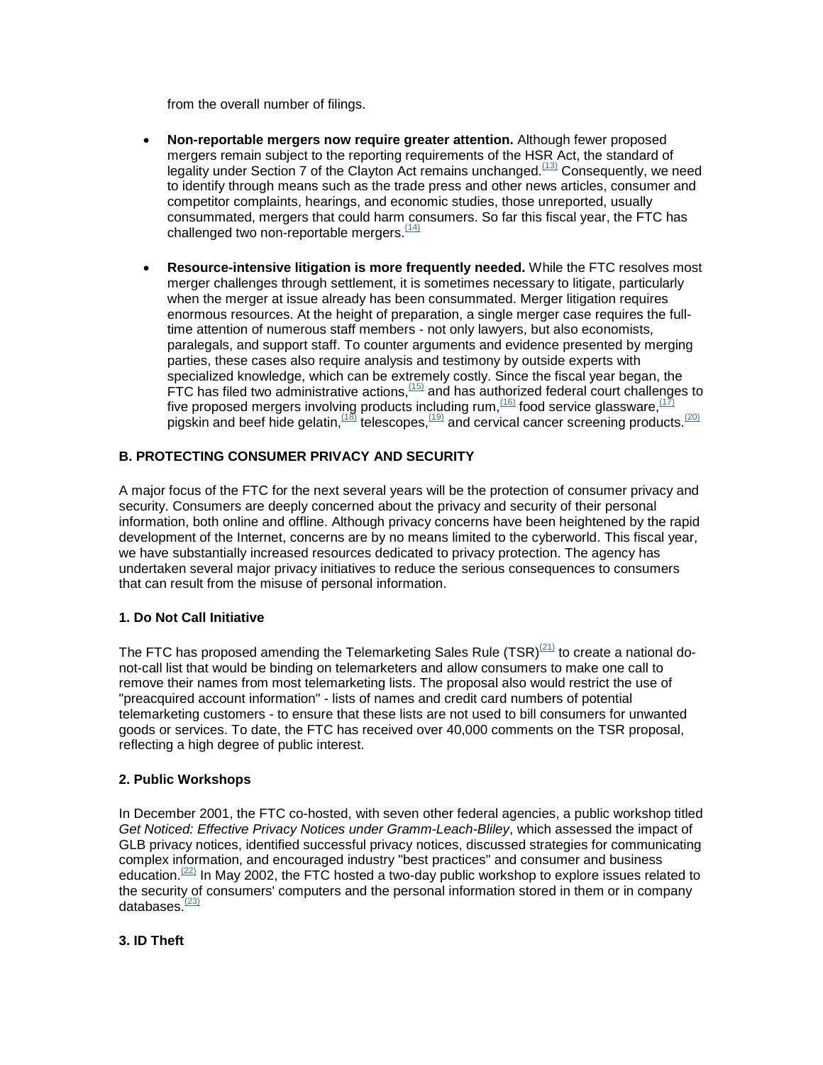from the overall number of filings.

- **Non-reportable mergers now require greater attention.** Although fewer proposed mergers remain subject to the reporting requirements of the HSR Act, the standard of legality under Section 7 of the Clayton Act remains unchanged.[13] Consequently, we need to identify through means such as the trade press and other news articles, consumer and competitor complaints, hearings, and economic studies, those unreported, usually consummated, mergers that could harm consumers. So far this fiscal year, the FTC has challenged two non-reportable mergers.[14]

- **Resource-intensive litigation is more frequently needed.** While the FTC resolves most merger challenges through settlement, it is sometimes necessary to litigate, particularly when the merger at issue already has been consummated. Merger litigation requires enormous resources. At the height of preparation, a single merger case requires the full-time attention of numerous staff members - not only lawyers, but also economists, paralegals, and support staff. To counter arguments and evidence presented by merging parties, these cases also require analysis and testimony by outside experts with specialized knowledge, which can be extremely costly. Since the fiscal year began, the FTC has filed two administrative actions,[15] and has authorized federal court challenges to five proposed mergers involving products including rum,[16] food service glassware,[17] pigskin and beef hide gelatin,[18] telescopes,[19] and cervical cancer screening products.[20]

### B. PROTECTING CONSUMER PRIVACY AND SECURITY

A major focus of the FTC for the next several years will be the protection of consumer privacy and security. Consumers are deeply concerned about the privacy and security of their personal information, both online and offline. Although privacy concerns have been heightened by the rapid development of the Internet, concerns are by no means limited to the cyberworld. This fiscal year, we have substantially increased resources dedicated to privacy protection. The agency has undertaken several major privacy initiatives to reduce the serious consequences to consumers that can result from the misuse of personal information.

#### 1. Do Not Call Initiative

The FTC has proposed amending the Telemarketing Sales Rule (TSR)[21] to create a national do-not-call list that would be binding on telemarketers and allow consumers to make one call to remove their names from most telemarketing lists. The proposal also would restrict the use of "preacquired account information" - lists of names and credit card numbers of potential telemarketing customers - to ensure that these lists are not used to bill consumers for unwanted goods or services. To date, the FTC has received over 40,000 comments on the TSR proposal, reflecting a high degree of public interest.

#### 2. Public Workshops

In December 2001, the FTC co-hosted, with seven other federal agencies, a public workshop titled *Get Noticed: Effective Privacy Notices under Gramm-Leach-Bliley*, which assessed the impact of GLB privacy notices, identified successful privacy notices, discussed strategies for communicating complex information, and encouraged industry "best practices" and consumer and business education.[22] In May 2002, the FTC hosted a two-day public workshop to explore issues related to the security of consumers' computers and the personal information stored in them or in company databases.[23]

#### 3. ID Theft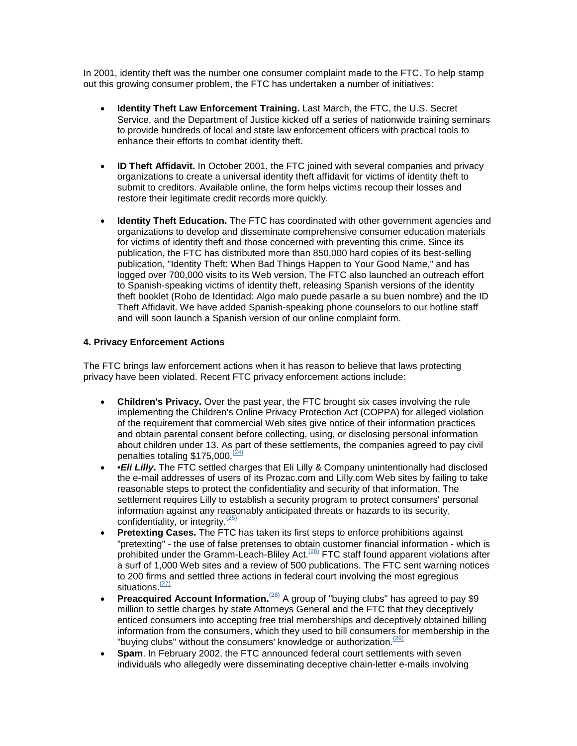In 2001, identity theft was the number one consumer complaint made to the FTC. To help stamp out this growing consumer problem, the FTC has undertaken a number of initiatives:

- **Identity Theft Law Enforcement Training.** Last March, the FTC, the U.S. Secret Service, and the Department of Justice kicked off a series of nationwide training seminars to provide hundreds of local and state law enforcement officers with practical tools to enhance their efforts to combat identity theft.

- **ID Theft Affidavit.** In October 2001, the FTC joined with several companies and privacy organizations to create a universal identity theft affidavit for victims of identity theft to submit to creditors. Available online, the form helps victims recoup their losses and restore their legitimate credit records more quickly.

- **Identity Theft Education.** The FTC has coordinated with other government agencies and organizations to develop and disseminate comprehensive consumer education materials for victims of identity theft and those concerned with preventing this crime. Since its publication, the FTC has distributed more than 850,000 hard copies of its best-selling publication, "Identity Theft: When Bad Things Happen to Your Good Name," and has logged over 700,000 visits to its Web version. The FTC also launched an outreach effort to Spanish-speaking victims of identity theft, releasing Spanish versions of the identity theft booklet (Robo de Identidad: Algo malo puede pasarle a su buen nombre) and the ID Theft Affidavit. We have added Spanish-speaking phone counselors to our hotline staff and will soon launch a Spanish version of our online complaint form.

#### 4. Privacy Enforcement Actions

The FTC brings law enforcement actions when it has reason to believe that laws protecting privacy have been violated. Recent FTC privacy enforcement actions include:

- **Children's Privacy.** Over the past year, the FTC brought six cases involving the rule implementing the Children's Online Privacy Protection Act (COPPA) for alleged violation of the requirement that commercial Web sites give notice of their information practices and obtain parental consent before collecting, using, or disclosing personal information about children under 13. As part of these settlements, the companies agreed to pay civil penalties totaling $175,000.[(24)]
- •***Eli Lilly***. The FTC settled charges that Eli Lilly & Company unintentionally had disclosed the e-mail addresses of users of its Prozac.com and Lilly.com Web sites by failing to take reasonable steps to protect the confidentiality and security of that information. The settlement requires Lilly to establish a security program to protect consumers' personal information against any reasonably anticipated threats or hazards to its security, confidentiality, or integrity.[(25)]
- **Pretexting Cases.** The FTC has taken its first steps to enforce prohibitions against "pretexting" - the use of false pretenses to obtain customer financial information - which is prohibited under the Gramm-Leach-Bliley Act.[(26)] FTC staff found apparent violations after a surf of 1,000 Web sites and a review of 500 publications. The FTC sent warning notices to 200 firms and settled three actions in federal court involving the most egregious situations.[(27)]
- **Preacquired Account Information.**[(28)] A group of "buying clubs" has agreed to pay $9 million to settle charges by state Attorneys General and the FTC that they deceptively enticed consumers into accepting free trial memberships and deceptively obtained billing information from the consumers, which they used to bill consumers for membership in the "buying clubs" without the consumers' knowledge or authorization.[(29)]
- **Spam**. In February 2002, the FTC announced federal court settlements with seven individuals who allegedly were disseminating deceptive chain-letter e-mails involving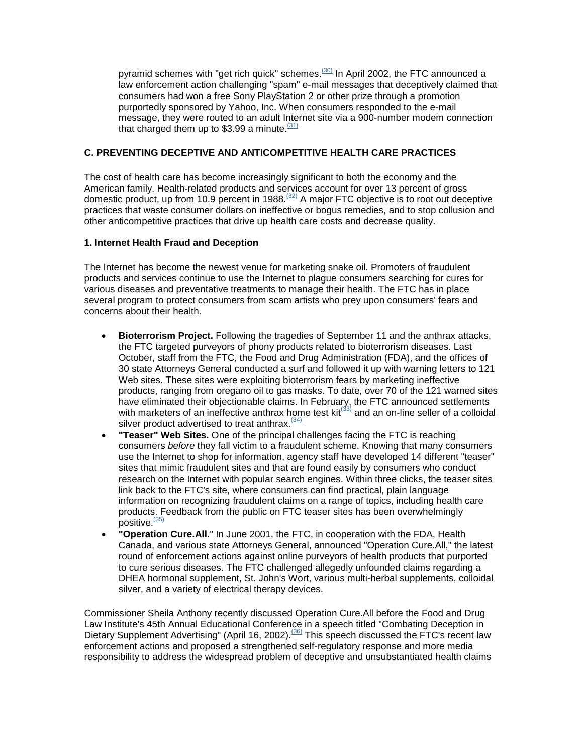pyramid schemes with "get rich quick" schemes.[30] In April 2002, the FTC announced a law enforcement action challenging "spam" e-mail messages that deceptively claimed that consumers had won a free Sony PlayStation 2 or other prize through a promotion purportedly sponsored by Yahoo, Inc. When consumers responded to the e-mail message, they were routed to an adult Internet site via a 900-number modem connection that charged them up to $3.99 a minute.[31]

### C. PREVENTING DECEPTIVE AND ANTICOMPETITIVE HEALTH CARE PRACTICES

The cost of health care has become increasingly significant to both the economy and the American family. Health-related products and services account for over 13 percent of gross domestic product, up from 10.9 percent in 1988.[32] A major FTC objective is to root out deceptive practices that waste consumer dollars on ineffective or bogus remedies, and to stop collusion and other anticompetitive practices that drive up health care costs and decrease quality.

#### 1. Internet Health Fraud and Deception

The Internet has become the newest venue for marketing snake oil. Promoters of fraudulent products and services continue to use the Internet to plague consumers searching for cures for various diseases and preventative treatments to manage their health. The FTC has in place several program to protect consumers from scam artists who prey upon consumers' fears and concerns about their health.

- **Bioterrorism Project.** Following the tragedies of September 11 and the anthrax attacks, the FTC targeted purveyors of phony products related to bioterrorism diseases. Last October, staff from the FTC, the Food and Drug Administration (FDA), and the offices of 30 state Attorneys General conducted a surf and followed it up with warning letters to 121 Web sites. These sites were exploiting bioterrorism fears by marketing ineffective products, ranging from oregano oil to gas masks. To date, over 70 of the 121 warned sites have eliminated their objectionable claims. In February, the FTC announced settlements with marketers of an ineffective anthrax home test kit[33] and an on-line seller of a colloidal silver product advertised to treat anthrax.[34]
- **"Teaser" Web Sites.** One of the principal challenges facing the FTC is reaching consumers *before* they fall victim to a fraudulent scheme. Knowing that many consumers use the Internet to shop for information, agency staff have developed 14 different "teaser" sites that mimic fraudulent sites and that are found easily by consumers who conduct research on the Internet with popular search engines. Within three clicks, the teaser sites link back to the FTC's site, where consumers can find practical, plain language information on recognizing fraudulent claims on a range of topics, including health care products. Feedback from the public on FTC teaser sites has been overwhelmingly positive.[35]
- **"Operation Cure.All."** In June 2001, the FTC, in cooperation with the FDA, Health Canada, and various state Attorneys General, announced "Operation Cure.All," the latest round of enforcement actions against online purveyors of health products that purported to cure serious diseases. The FTC challenged allegedly unfounded claims regarding a DHEA hormonal supplement, St. John's Wort, various multi-herbal supplements, colloidal silver, and a variety of electrical therapy devices.

Commissioner Sheila Anthony recently discussed Operation Cure.All before the Food and Drug Law Institute's 45th Annual Educational Conference in a speech titled "Combating Deception in Dietary Supplement Advertising" (April 16, 2002).[36] This speech discussed the FTC's recent law enforcement actions and proposed a strengthened self-regulatory response and more media responsibility to address the widespread problem of deceptive and unsubstantiated health claims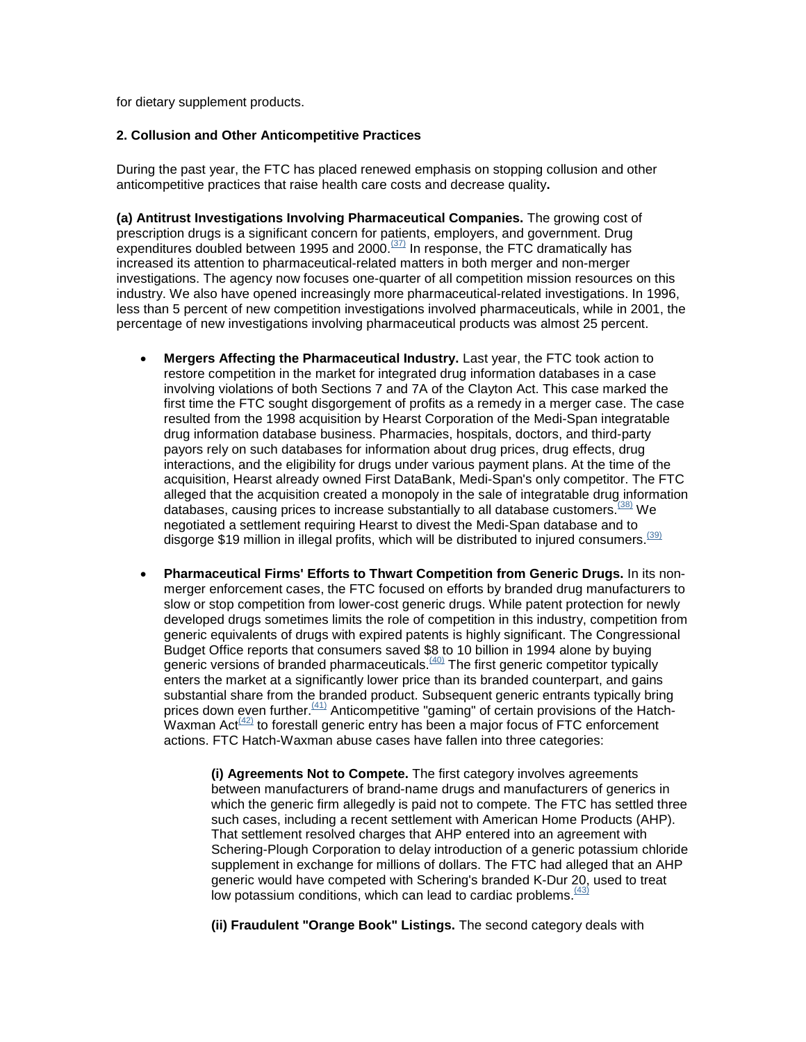for dietary supplement products.

**2. Collusion and Other Anticompetitive Practices**

During the past year, the FTC has placed renewed emphasis on stopping collusion and other anticompetitive practices that raise health care costs and decrease quality**.**

**(a) Antitrust Investigations Involving Pharmaceutical Companies.** The growing cost of prescription drugs is a significant concern for patients, employers, and government. Drug expenditures doubled between 1995 and 2000.[37] In response, the FTC dramatically has increased its attention to pharmaceutical-related matters in both merger and non-merger investigations. The agency now focuses one-quarter of all competition mission resources on this industry. We also have opened increasingly more pharmaceutical-related investigations. In 1996, less than 5 percent of new competition investigations involved pharmaceuticals, while in 2001, the percentage of new investigations involving pharmaceutical products was almost 25 percent.

- **Mergers Affecting the Pharmaceutical Industry.** Last year, the FTC took action to restore competition in the market for integrated drug information databases in a case involving violations of both Sections 7 and 7A of the Clayton Act. This case marked the first time the FTC sought disgorgement of profits as a remedy in a merger case. The case resulted from the 1998 acquisition by Hearst Corporation of the Medi-Span integratable drug information database business. Pharmacies, hospitals, doctors, and third-party payors rely on such databases for information about drug prices, drug effects, drug interactions, and the eligibility for drugs under various payment plans. At the time of the acquisition, Hearst already owned First DataBank, Medi-Span's only competitor. The FTC alleged that the acquisition created a monopoly in the sale of integratable drug information databases, causing prices to increase substantially to all database customers.[38] We negotiated a settlement requiring Hearst to divest the Medi-Span database and to disgorge $19 million in illegal profits, which will be distributed to injured consumers.[39]
- **Pharmaceutical Firms' Efforts to Thwart Competition from Generic Drugs.** In its non-merger enforcement cases, the FTC focused on efforts by branded drug manufacturers to slow or stop competition from lower-cost generic drugs. While patent protection for newly developed drugs sometimes limits the role of competition in this industry, competition from generic equivalents of drugs with expired patents is highly significant. The Congressional Budget Office reports that consumers saved $8 to 10 billion in 1994 alone by buying generic versions of branded pharmaceuticals.[40] The first generic competitor typically enters the market at a significantly lower price than its branded counterpart, and gains substantial share from the branded product. Subsequent generic entrants typically bring prices down even further.[41] Anticompetitive "gaming" of certain provisions of the Hatch-Waxman Act[42] to forestall generic entry has been a major focus of FTC enforcement actions. FTC Hatch-Waxman abuse cases have fallen into three categories:

  **(i) Agreements Not to Compete.** The first category involves agreements between manufacturers of brand-name drugs and manufacturers of generics in which the generic firm allegedly is paid not to compete. The FTC has settled three such cases, including a recent settlement with American Home Products (AHP). That settlement resolved charges that AHP entered into an agreement with Schering-Plough Corporation to delay introduction of a generic potassium chloride supplement in exchange for millions of dollars. The FTC had alleged that an AHP generic would have competed with Schering's branded K-Dur 20, used to treat low potassium conditions, which can lead to cardiac problems.[43]

  **(ii) Fraudulent "Orange Book" Listings.** The second category deals with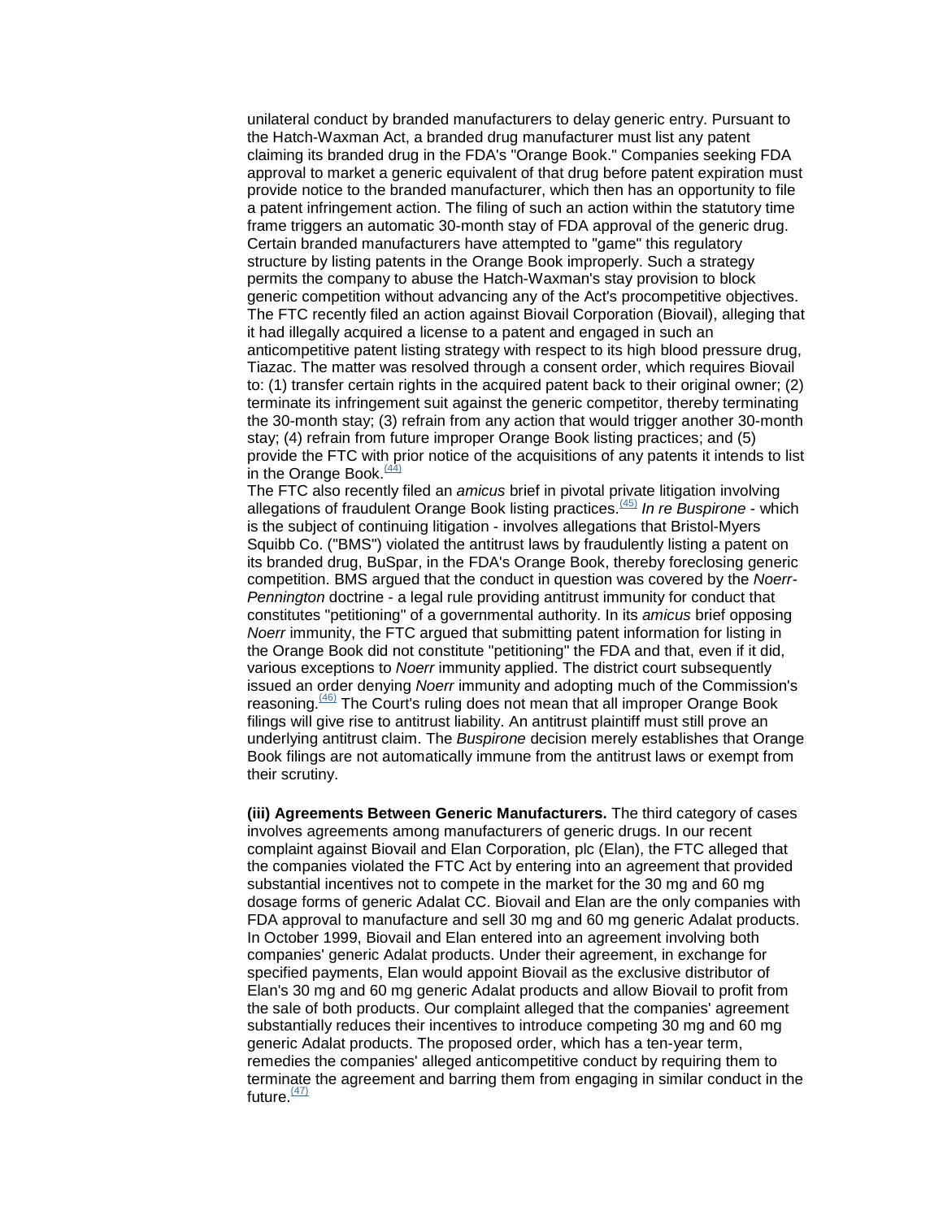unilateral conduct by branded manufacturers to delay generic entry. Pursuant to the Hatch-Waxman Act, a branded drug manufacturer must list any patent claiming its branded drug in the FDA's "Orange Book." Companies seeking FDA approval to market a generic equivalent of that drug before patent expiration must provide notice to the branded manufacturer, which then has an opportunity to file a patent infringement action. The filing of such an action within the statutory time frame triggers an automatic 30-month stay of FDA approval of the generic drug. Certain branded manufacturers have attempted to "game" this regulatory structure by listing patents in the Orange Book improperly. Such a strategy permits the company to abuse the Hatch-Waxman's stay provision to block generic competition without advancing any of the Act's procompetitive objectives. The FTC recently filed an action against Biovail Corporation (Biovail), alleging that it had illegally acquired a license to a patent and engaged in such an anticompetitive patent listing strategy with respect to its high blood pressure drug, Tiazac. The matter was resolved through a consent order, which requires Biovail to: (1) transfer certain rights in the acquired patent back to their original owner; (2) terminate its infringement suit against the generic competitor, thereby terminating the 30-month stay; (3) refrain from any action that would trigger another 30-month stay; (4) refrain from future improper Orange Book listing practices; and (5) provide the FTC with prior notice of the acquisitions of any patents it intends to list in the Orange Book.[(44)]

The FTC also recently filed an *amicus* brief in pivotal private litigation involving allegations of fraudulent Orange Book listing practices.[(45)] *In re Buspirone* - which is the subject of continuing litigation - involves allegations that Bristol-Myers Squibb Co. ("BMS") violated the antitrust laws by fraudulently listing a patent on its branded drug, BuSpar, in the FDA's Orange Book, thereby foreclosing generic competition. BMS argued that the conduct in question was covered by the *Noerr-Pennington* doctrine - a legal rule providing antitrust immunity for conduct that constitutes "petitioning" of a governmental authority. In its *amicus* brief opposing *Noerr* immunity, the FTC argued that submitting patent information for listing in the Orange Book did not constitute "petitioning" the FDA and that, even if it did, various exceptions to *Noerr* immunity applied. The district court subsequently issued an order denying *Noerr* immunity and adopting much of the Commission's reasoning.[(46)] The Court's ruling does not mean that all improper Orange Book filings will give rise to antitrust liability. An antitrust plaintiff must still prove an underlying antitrust claim. The *Buspirone* decision merely establishes that Orange Book filings are not automatically immune from the antitrust laws or exempt from their scrutiny.

**(iii) Agreements Between Generic Manufacturers.** The third category of cases involves agreements among manufacturers of generic drugs. In our recent complaint against Biovail and Elan Corporation, plc (Elan), the FTC alleged that the companies violated the FTC Act by entering into an agreement that provided substantial incentives not to compete in the market for the 30 mg and 60 mg dosage forms of generic Adalat CC. Biovail and Elan are the only companies with FDA approval to manufacture and sell 30 mg and 60 mg generic Adalat products. In October 1999, Biovail and Elan entered into an agreement involving both companies' generic Adalat products. Under their agreement, in exchange for specified payments, Elan would appoint Biovail as the exclusive distributor of Elan's 30 mg and 60 mg generic Adalat products and allow Biovail to profit from the sale of both products. Our complaint alleged that the companies' agreement substantially reduces their incentives to introduce competing 30 mg and 60 mg generic Adalat products. The proposed order, which has a ten-year term, remedies the companies' alleged anticompetitive conduct by requiring them to terminate the agreement and barring them from engaging in similar conduct in the future.[(47)]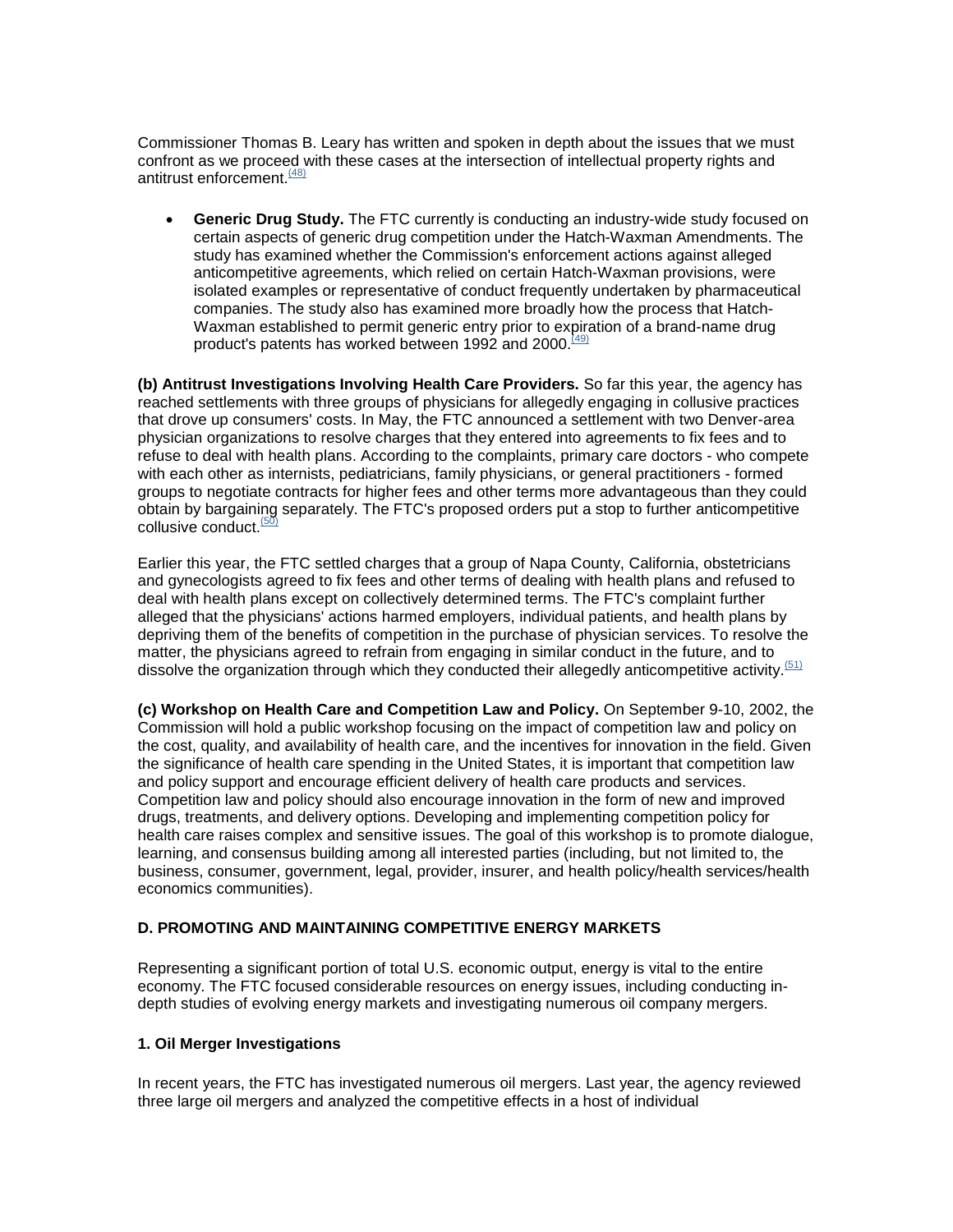Commissioner Thomas B. Leary has written and spoken in depth about the issues that we must confront as we proceed with these cases at the intersection of intellectual property rights and antitrust enforcement.[(48)]

- **Generic Drug Study.** The FTC currently is conducting an industry-wide study focused on certain aspects of generic drug competition under the Hatch-Waxman Amendments. The study has examined whether the Commission's enforcement actions against alleged anticompetitive agreements, which relied on certain Hatch-Waxman provisions, were isolated examples or representative of conduct frequently undertaken by pharmaceutical companies. The study also has examined more broadly how the process that Hatch-Waxman established to permit generic entry prior to expiration of a brand-name drug product's patents has worked between 1992 and 2000.[(49)]

**(b) Antitrust Investigations Involving Health Care Providers.** So far this year, the agency has reached settlements with three groups of physicians for allegedly engaging in collusive practices that drove up consumers' costs. In May, the FTC announced a settlement with two Denver-area physician organizations to resolve charges that they entered into agreements to fix fees and to refuse to deal with health plans. According to the complaints, primary care doctors - who compete with each other as internists, pediatricians, family physicians, or general practitioners - formed groups to negotiate contracts for higher fees and other terms more advantageous than they could obtain by bargaining separately. The FTC's proposed orders put a stop to further anticompetitive collusive conduct.[(50)]

Earlier this year, the FTC settled charges that a group of Napa County, California, obstetricians and gynecologists agreed to fix fees and other terms of dealing with health plans and refused to deal with health plans except on collectively determined terms. The FTC's complaint further alleged that the physicians' actions harmed employers, individual patients, and health plans by depriving them of the benefits of competition in the purchase of physician services. To resolve the matter, the physicians agreed to refrain from engaging in similar conduct in the future, and to dissolve the organization through which they conducted their allegedly anticompetitive activity.[(51)]

**(c) Workshop on Health Care and Competition Law and Policy.** On September 9-10, 2002, the Commission will hold a public workshop focusing on the impact of competition law and policy on the cost, quality, and availability of health care, and the incentives for innovation in the field. Given the significance of health care spending in the United States, it is important that competition law and policy support and encourage efficient delivery of health care products and services. Competition law and policy should also encourage innovation in the form of new and improved drugs, treatments, and delivery options. Developing and implementing competition policy for health care raises complex and sensitive issues. The goal of this workshop is to promote dialogue, learning, and consensus building among all interested parties (including, but not limited to, the business, consumer, government, legal, provider, insurer, and health policy/health services/health economics communities).

### D. PROMOTING AND MAINTAINING COMPETITIVE ENERGY MARKETS

Representing a significant portion of total U.S. economic output, energy is vital to the entire economy. The FTC focused considerable resources on energy issues, including conducting in-depth studies of evolving energy markets and investigating numerous oil company mergers.

#### 1. Oil Merger Investigations

In recent years, the FTC has investigated numerous oil mergers. Last year, the agency reviewed three large oil mergers and analyzed the competitive effects in a host of individual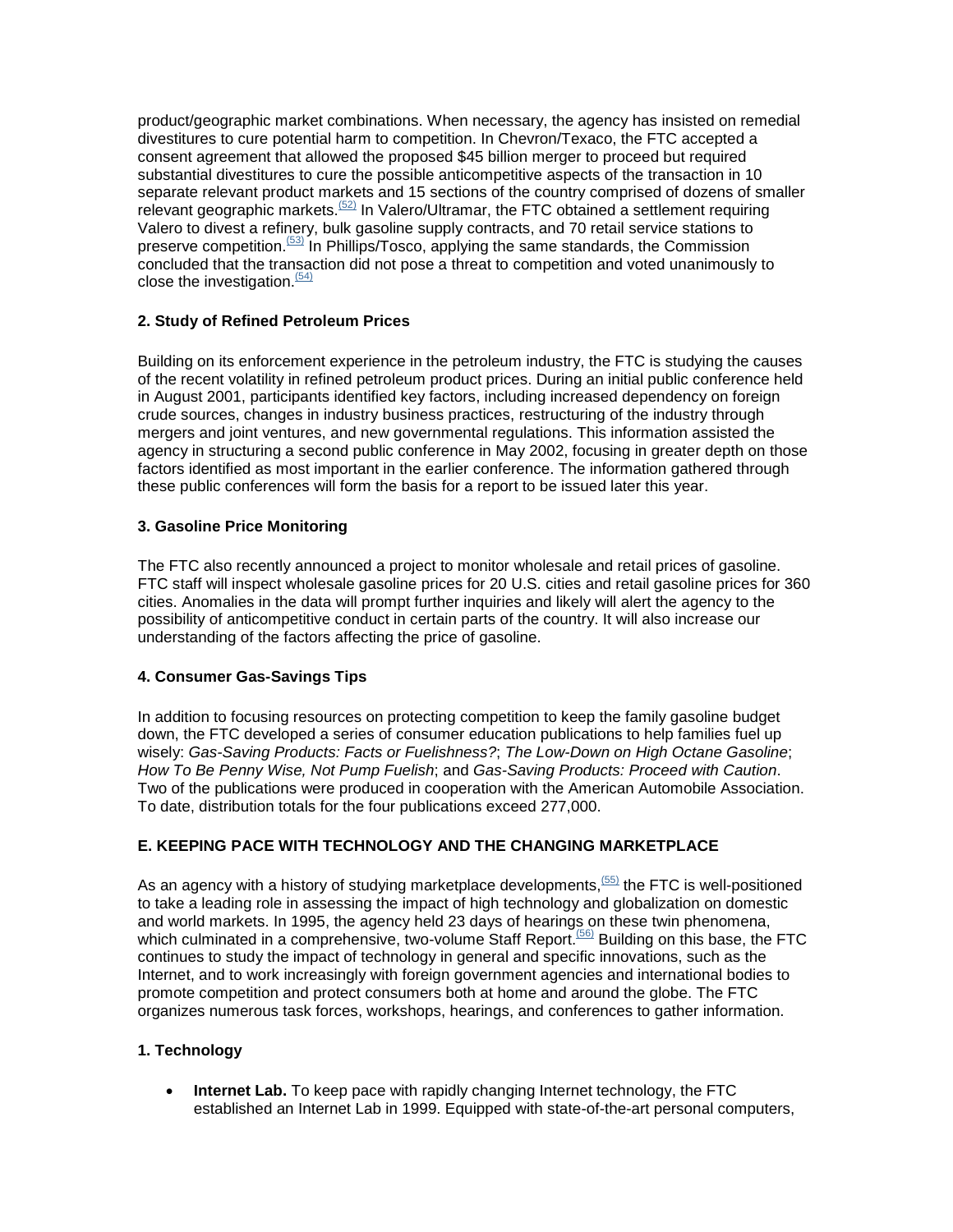product/geographic market combinations. When necessary, the agency has insisted on remedial divestitures to cure potential harm to competition. In Chevron/Texaco, the FTC accepted a consent agreement that allowed the proposed $45 billion merger to proceed but required substantial divestitures to cure the possible anticompetitive aspects of the transaction in 10 separate relevant product markets and 15 sections of the country comprised of dozens of smaller relevant geographic markets.[(52)] In Valero/Ultramar, the FTC obtained a settlement requiring Valero to divest a refinery, bulk gasoline supply contracts, and 70 retail service stations to preserve competition.[(53)] In Phillips/Tosco, applying the same standards, the Commission concluded that the transaction did not pose a threat to competition and voted unanimously to close the investigation.[(54)]

### 2. Study of Refined Petroleum Prices

Building on its enforcement experience in the petroleum industry, the FTC is studying the causes of the recent volatility in refined petroleum product prices. During an initial public conference held in August 2001, participants identified key factors, including increased dependency on foreign crude sources, changes in industry business practices, restructuring of the industry through mergers and joint ventures, and new governmental regulations. This information assisted the agency in structuring a second public conference in May 2002, focusing in greater depth on those factors identified as most important in the earlier conference. The information gathered through these public conferences will form the basis for a report to be issued later this year.

### 3. Gasoline Price Monitoring

The FTC also recently announced a project to monitor wholesale and retail prices of gasoline. FTC staff will inspect wholesale gasoline prices for 20 U.S. cities and retail gasoline prices for 360 cities. Anomalies in the data will prompt further inquiries and likely will alert the agency to the possibility of anticompetitive conduct in certain parts of the country. It will also increase our understanding of the factors affecting the price of gasoline.

### 4. Consumer Gas-Savings Tips

In addition to focusing resources on protecting competition to keep the family gasoline budget down, the FTC developed a series of consumer education publications to help families fuel up wisely: *Gas-Saving Products: Facts or Fuelishness?*; *The Low-Down on High Octane Gasoline*; *How To Be Penny Wise, Not Pump Fuelish*; and *Gas-Saving Products: Proceed with Caution*. Two of the publications were produced in cooperation with the American Automobile Association. To date, distribution totals for the four publications exceed 277,000.

## E. KEEPING PACE WITH TECHNOLOGY AND THE CHANGING MARKETPLACE

As an agency with a history of studying marketplace developments,[(55)] the FTC is well-positioned to take a leading role in assessing the impact of high technology and globalization on domestic and world markets. In 1995, the agency held 23 days of hearings on these twin phenomena, which culminated in a comprehensive, two-volume Staff Report.[(56)] Building on this base, the FTC continues to study the impact of technology in general and specific innovations, such as the Internet, and to work increasingly with foreign government agencies and international bodies to promote competition and protect consumers both at home and around the globe. The FTC organizes numerous task forces, workshops, hearings, and conferences to gather information.

### 1. Technology

- **Internet Lab.** To keep pace with rapidly changing Internet technology, the FTC established an Internet Lab in 1999. Equipped with state-of-the-art personal computers,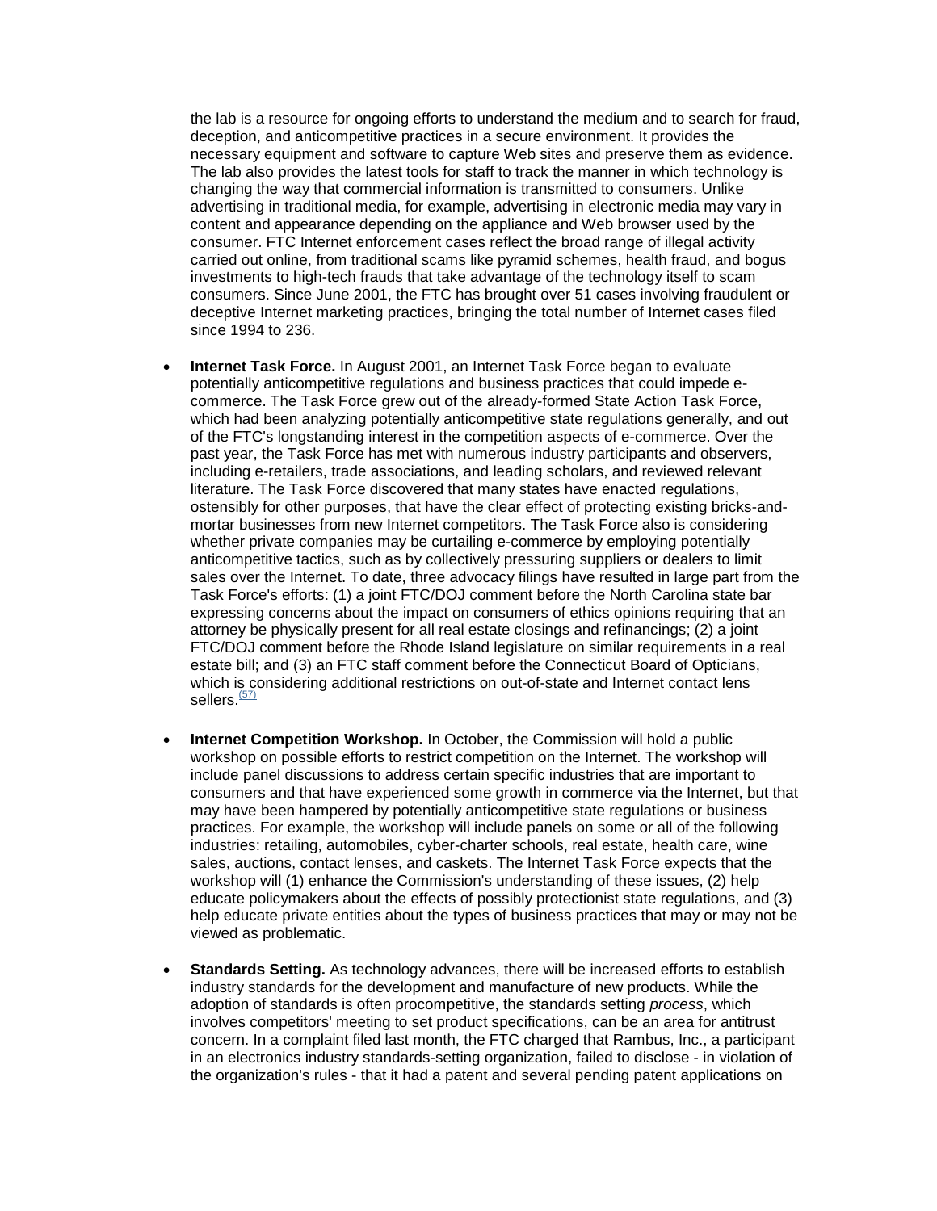the lab is a resource for ongoing efforts to understand the medium and to search for fraud, deception, and anticompetitive practices in a secure environment. It provides the necessary equipment and software to capture Web sites and preserve them as evidence. The lab also provides the latest tools for staff to track the manner in which technology is changing the way that commercial information is transmitted to consumers. Unlike advertising in traditional media, for example, advertising in electronic media may vary in content and appearance depending on the appliance and Web browser used by the consumer. FTC Internet enforcement cases reflect the broad range of illegal activity carried out online, from traditional scams like pyramid schemes, health fraud, and bogus investments to high-tech frauds that take advantage of the technology itself to scam consumers. Since June 2001, the FTC has brought over 51 cases involving fraudulent or deceptive Internet marketing practices, bringing the total number of Internet cases filed since 1994 to 236.

- **Internet Task Force.** In August 2001, an Internet Task Force began to evaluate potentially anticompetitive regulations and business practices that could impede e-commerce. The Task Force grew out of the already-formed State Action Task Force, which had been analyzing potentially anticompetitive state regulations generally, and out of the FTC's longstanding interest in the competition aspects of e-commerce. Over the past year, the Task Force has met with numerous industry participants and observers, including e-retailers, trade associations, and leading scholars, and reviewed relevant literature. The Task Force discovered that many states have enacted regulations, ostensibly for other purposes, that have the clear effect of protecting existing bricks-and-mortar businesses from new Internet competitors. The Task Force also is considering whether private companies may be curtailing e-commerce by employing potentially anticompetitive tactics, such as by collectively pressuring suppliers or dealers to limit sales over the Internet. To date, three advocacy filings have resulted in large part from the Task Force's efforts: (1) a joint FTC/DOJ comment before the North Carolina state bar expressing concerns about the impact on consumers of ethics opinions requiring that an attorney be physically present for all real estate closings and refinancings; (2) a joint FTC/DOJ comment before the Rhode Island legislature on similar requirements in a real estate bill; and (3) an FTC staff comment before the Connecticut Board of Opticians, which is considering additional restrictions on out-of-state and Internet contact lens sellers.[(57)]

- **Internet Competition Workshop.** In October, the Commission will hold a public workshop on possible efforts to restrict competition on the Internet. The workshop will include panel discussions to address certain specific industries that are important to consumers and that have experienced some growth in commerce via the Internet, but that may have been hampered by potentially anticompetitive state regulations or business practices. For example, the workshop will include panels on some or all of the following industries: retailing, automobiles, cyber-charter schools, real estate, health care, wine sales, auctions, contact lenses, and caskets. The Internet Task Force expects that the workshop will (1) enhance the Commission's understanding of these issues, (2) help educate policymakers about the effects of possibly protectionist state regulations, and (3) help educate private entities about the types of business practices that may or may not be viewed as problematic.

- **Standards Setting.** As technology advances, there will be increased efforts to establish industry standards for the development and manufacture of new products. While the adoption of standards is often procompetitive, the standards setting *process*, which involves competitors' meeting to set product specifications, can be an area for antitrust concern. In a complaint filed last month, the FTC charged that Rambus, Inc., a participant in an electronics industry standards-setting organization, failed to disclose - in violation of the organization's rules - that it had a patent and several pending patent applications on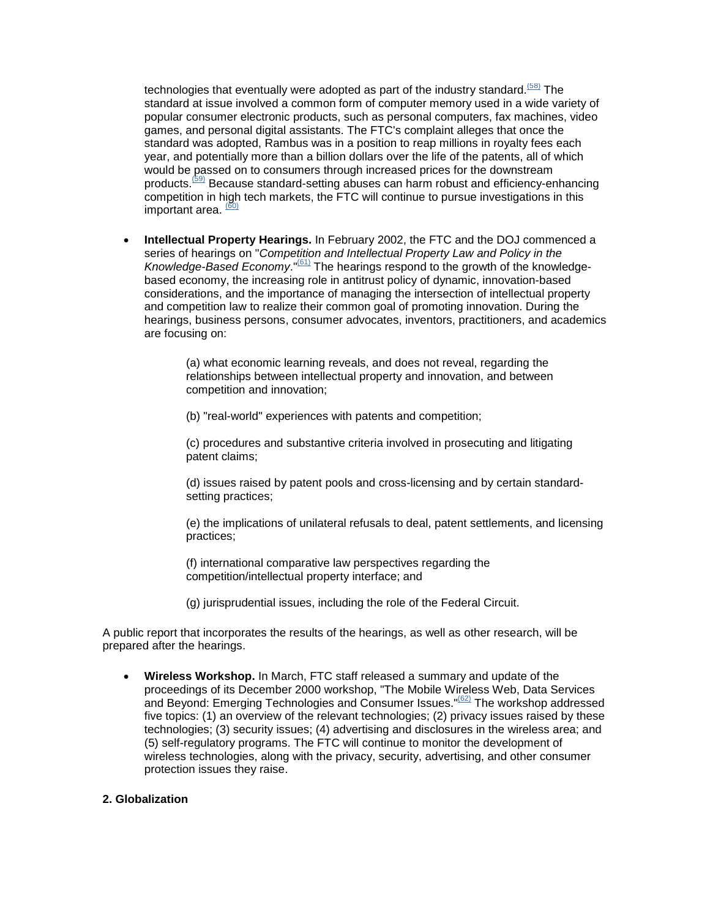technologies that eventually were adopted as part of the industry standard.[58] The standard at issue involved a common form of computer memory used in a wide variety of popular consumer electronic products, such as personal computers, fax machines, video games, and personal digital assistants. The FTC's complaint alleges that once the standard was adopted, Rambus was in a position to reap millions in royalty fees each year, and potentially more than a billion dollars over the life of the patents, all of which would be passed on to consumers through increased prices for the downstream products.[59] Because standard-setting abuses can harm robust and efficiency-enhancing competition in high tech markets, the FTC will continue to pursue investigations in this important area. [60]

- **Intellectual Property Hearings.** In February 2002, the FTC and the DOJ commenced a series of hearings on "*Competition and Intellectual Property Law and Policy in the Knowledge-Based Economy*."[61] The hearings respond to the growth of the knowledge-based economy, the increasing role in antitrust policy of dynamic, innovation-based considerations, and the importance of managing the intersection of intellectual property and competition law to realize their common goal of promoting innovation. During the hearings, business persons, consumer advocates, inventors, practitioners, and academics are focusing on:

  (a) what economic learning reveals, and does not reveal, regarding the relationships between intellectual property and innovation, and between competition and innovation;

  (b) "real-world" experiences with patents and competition;

  (c) procedures and substantive criteria involved in prosecuting and litigating patent claims;

  (d) issues raised by patent pools and cross-licensing and by certain standard-setting practices;

  (e) the implications of unilateral refusals to deal, patent settlements, and licensing practices;

  (f) international comparative law perspectives regarding the competition/intellectual property interface; and

  (g) jurisprudential issues, including the role of the Federal Circuit.

A public report that incorporates the results of the hearings, as well as other research, will be prepared after the hearings.

- **Wireless Workshop.** In March, FTC staff released a summary and update of the proceedings of its December 2000 workshop, "The Mobile Wireless Web, Data Services and Beyond: Emerging Technologies and Consumer Issues."[62] The workshop addressed five topics: (1) an overview of the relevant technologies; (2) privacy issues raised by these technologies; (3) security issues; (4) advertising and disclosures in the wireless area; and (5) self-regulatory programs. The FTC will continue to monitor the development of wireless technologies, along with the privacy, security, advertising, and other consumer protection issues they raise.

**2. Globalization**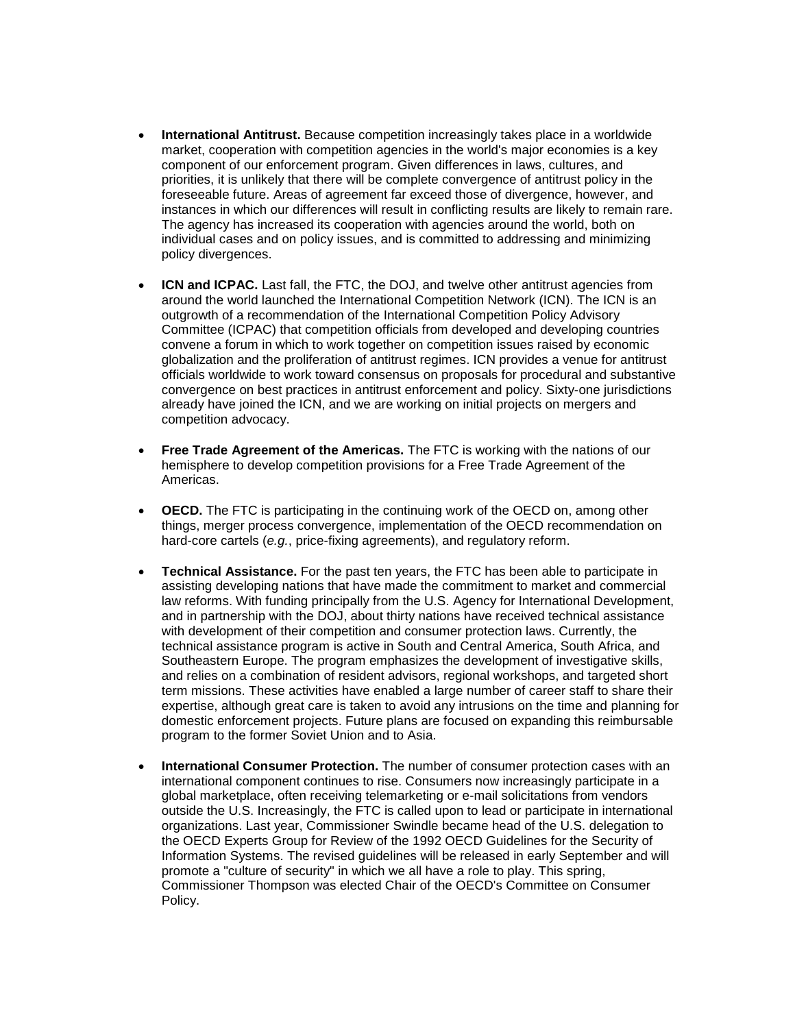- **International Antitrust.** Because competition increasingly takes place in a worldwide market, cooperation with competition agencies in the world's major economies is a key component of our enforcement program. Given differences in laws, cultures, and priorities, it is unlikely that there will be complete convergence of antitrust policy in the foreseeable future. Areas of agreement far exceed those of divergence, however, and instances in which our differences will result in conflicting results are likely to remain rare. The agency has increased its cooperation with agencies around the world, both on individual cases and on policy issues, and is committed to addressing and minimizing policy divergences.

- **ICN and ICPAC.** Last fall, the FTC, the DOJ, and twelve other antitrust agencies from around the world launched the International Competition Network (ICN). The ICN is an outgrowth of a recommendation of the International Competition Policy Advisory Committee (ICPAC) that competition officials from developed and developing countries convene a forum in which to work together on competition issues raised by economic globalization and the proliferation of antitrust regimes. ICN provides a venue for antitrust officials worldwide to work toward consensus on proposals for procedural and substantive convergence on best practices in antitrust enforcement and policy. Sixty-one jurisdictions already have joined the ICN, and we are working on initial projects on mergers and competition advocacy.

- **Free Trade Agreement of the Americas.** The FTC is working with the nations of our hemisphere to develop competition provisions for a Free Trade Agreement of the Americas.

- **OECD.** The FTC is participating in the continuing work of the OECD on, among other things, merger process convergence, implementation of the OECD recommendation on hard-core cartels (*e.g.*, price-fixing agreements), and regulatory reform.

- **Technical Assistance.** For the past ten years, the FTC has been able to participate in assisting developing nations that have made the commitment to market and commercial law reforms. With funding principally from the U.S. Agency for International Development, and in partnership with the DOJ, about thirty nations have received technical assistance with development of their competition and consumer protection laws. Currently, the technical assistance program is active in South and Central America, South Africa, and Southeastern Europe. The program emphasizes the development of investigative skills, and relies on a combination of resident advisors, regional workshops, and targeted short term missions. These activities have enabled a large number of career staff to share their expertise, although great care is taken to avoid any intrusions on the time and planning for domestic enforcement projects. Future plans are focused on expanding this reimbursable program to the former Soviet Union and to Asia.

- **International Consumer Protection.** The number of consumer protection cases with an international component continues to rise. Consumers now increasingly participate in a global marketplace, often receiving telemarketing or e-mail solicitations from vendors outside the U.S. Increasingly, the FTC is called upon to lead or participate in international organizations. Last year, Commissioner Swindle became head of the U.S. delegation to the OECD Experts Group for Review of the 1992 OECD Guidelines for the Security of Information Systems. The revised guidelines will be released in early September and will promote a "culture of security" in which we all have a role to play. This spring, Commissioner Thompson was elected Chair of the OECD's Committee on Consumer Policy.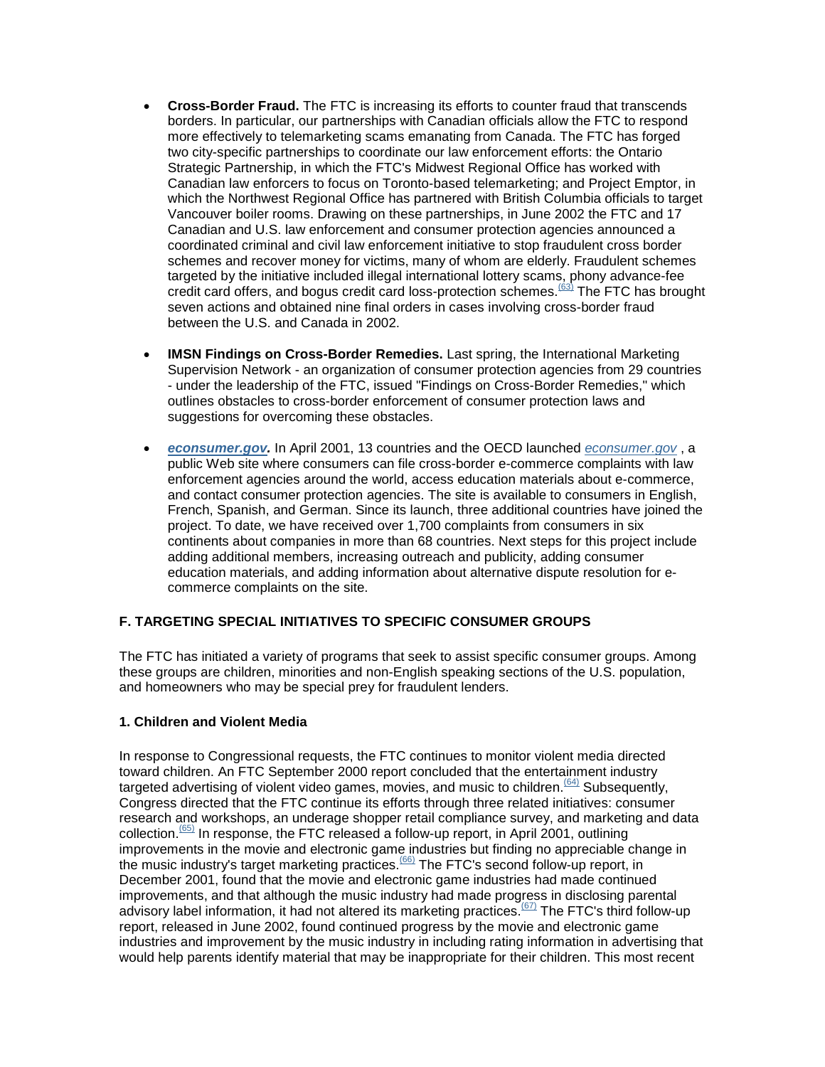- **Cross-Border Fraud.** The FTC is increasing its efforts to counter fraud that transcends borders. In particular, our partnerships with Canadian officials allow the FTC to respond more effectively to telemarketing scams emanating from Canada. The FTC has forged two city-specific partnerships to coordinate our law enforcement efforts: the Ontario Strategic Partnership, in which the FTC's Midwest Regional Office has worked with Canadian law enforcers to focus on Toronto-based telemarketing; and Project Emptor, in which the Northwest Regional Office has partnered with British Columbia officials to target Vancouver boiler rooms. Drawing on these partnerships, in June 2002 the FTC and 17 Canadian and U.S. law enforcement and consumer protection agencies announced a coordinated criminal and civil law enforcement initiative to stop fraudulent cross border schemes and recover money for victims, many of whom are elderly. Fraudulent schemes targeted by the initiative included illegal international lottery scams, phony advance-fee credit card offers, and bogus credit card loss-protection schemes.[(63)] The FTC has brought seven actions and obtained nine final orders in cases involving cross-border fraud between the U.S. and Canada in 2002.

- **IMSN Findings on Cross-Border Remedies.** Last spring, the International Marketing Supervision Network - an organization of consumer protection agencies from 29 countries - under the leadership of the FTC, issued "Findings on Cross-Border Remedies," which outlines obstacles to cross-border enforcement of consumer protection laws and suggestions for overcoming these obstacles.

- ***econsumer.gov*.** In April 2001, 13 countries and the OECD launched *econsumer.gov* , a public Web site where consumers can file cross-border e-commerce complaints with law enforcement agencies around the world, access education materials about e-commerce, and contact consumer protection agencies. The site is available to consumers in English, French, Spanish, and German. Since its launch, three additional countries have joined the project. To date, we have received over 1,700 complaints from consumers in six continents about companies in more than 68 countries. Next steps for this project include adding additional members, increasing outreach and publicity, adding consumer education materials, and adding information about alternative dispute resolution for e-commerce complaints on the site.

### F. TARGETING SPECIAL INITIATIVES TO SPECIFIC CONSUMER GROUPS

The FTC has initiated a variety of programs that seek to assist specific consumer groups. Among these groups are children, minorities and non-English speaking sections of the U.S. population, and homeowners who may be special prey for fraudulent lenders.

#### 1. Children and Violent Media

In response to Congressional requests, the FTC continues to monitor violent media directed toward children. An FTC September 2000 report concluded that the entertainment industry targeted advertising of violent video games, movies, and music to children.[(64)] Subsequently, Congress directed that the FTC continue its efforts through three related initiatives: consumer research and workshops, an underage shopper retail compliance survey, and marketing and data collection.[(65)] In response, the FTC released a follow-up report, in April 2001, outlining improvements in the movie and electronic game industries but finding no appreciable change in the music industry's target marketing practices.[(66)] The FTC's second follow-up report, in December 2001, found that the movie and electronic game industries had made continued improvements, and that although the music industry had made progress in disclosing parental advisory label information, it had not altered its marketing practices.[(67)] The FTC's third follow-up report, released in June 2002, found continued progress by the movie and electronic game industries and improvement by the music industry in including rating information in advertising that would help parents identify material that may be inappropriate for their children. This most recent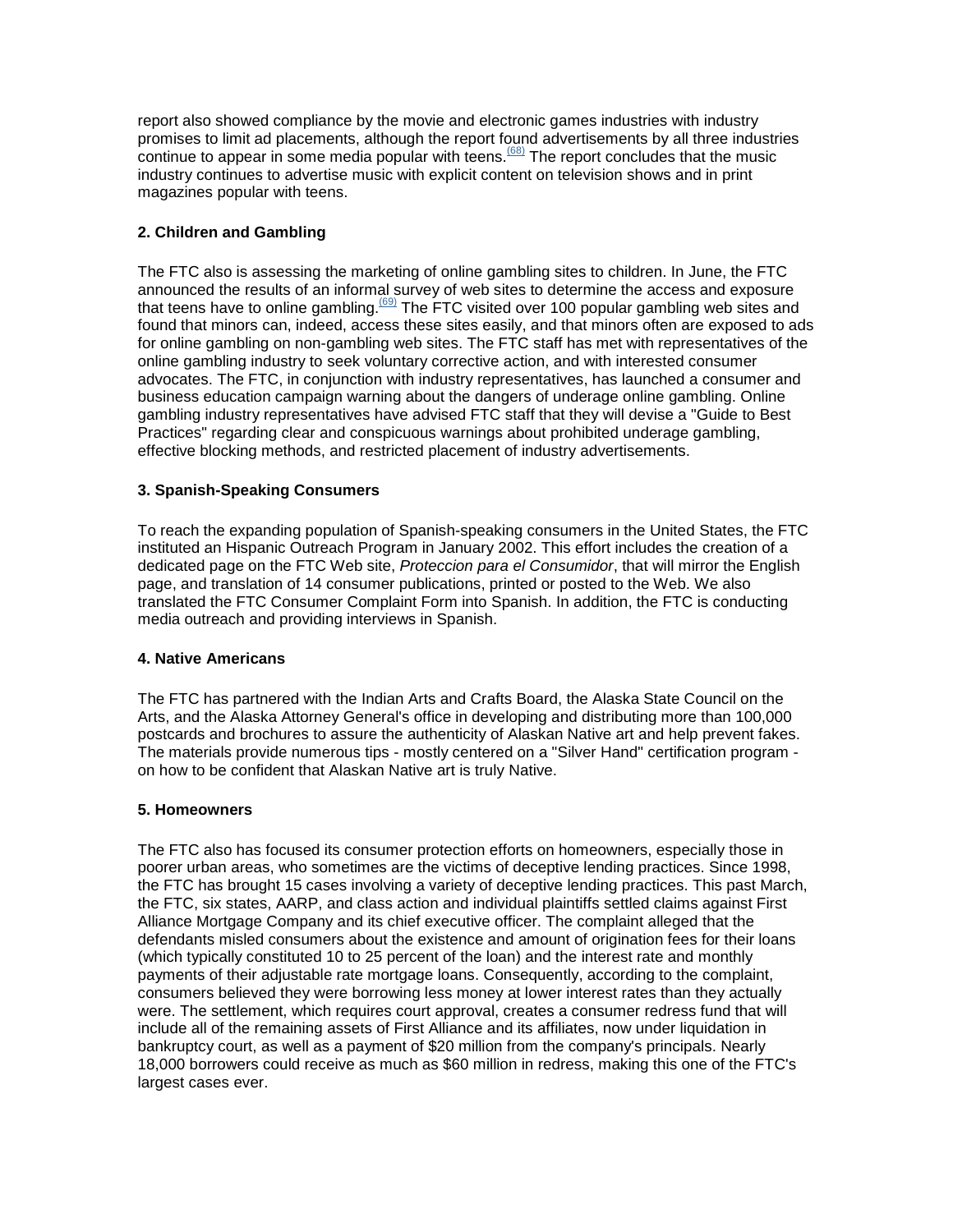report also showed compliance by the movie and electronic games industries with industry promises to limit ad placements, although the report found advertisements by all three industries continue to appear in some media popular with teens.[(68)] The report concludes that the music industry continues to advertise music with explicit content on television shows and in print magazines popular with teens.

**2. Children and Gambling**

The FTC also is assessing the marketing of online gambling sites to children. In June, the FTC announced the results of an informal survey of web sites to determine the access and exposure that teens have to online gambling.[(69)] The FTC visited over 100 popular gambling web sites and found that minors can, indeed, access these sites easily, and that minors often are exposed to ads for online gambling on non-gambling web sites. The FTC staff has met with representatives of the online gambling industry to seek voluntary corrective action, and with interested consumer advocates. The FTC, in conjunction with industry representatives, has launched a consumer and business education campaign warning about the dangers of underage online gambling. Online gambling industry representatives have advised FTC staff that they will devise a "Guide to Best Practices" regarding clear and conspicuous warnings about prohibited underage gambling, effective blocking methods, and restricted placement of industry advertisements.

**3. Spanish-Speaking Consumers**

To reach the expanding population of Spanish-speaking consumers in the United States, the FTC instituted an Hispanic Outreach Program in January 2002. This effort includes the creation of a dedicated page on the FTC Web site, *Proteccion para el Consumidor*, that will mirror the English page, and translation of 14 consumer publications, printed or posted to the Web. We also translated the FTC Consumer Complaint Form into Spanish. In addition, the FTC is conducting media outreach and providing interviews in Spanish.

**4. Native Americans**

The FTC has partnered with the Indian Arts and Crafts Board, the Alaska State Council on the Arts, and the Alaska Attorney General's office in developing and distributing more than 100,000 postcards and brochures to assure the authenticity of Alaskan Native art and help prevent fakes. The materials provide numerous tips - mostly centered on a "Silver Hand" certification program - on how to be confident that Alaskan Native art is truly Native.

**5. Homeowners**

The FTC also has focused its consumer protection efforts on homeowners, especially those in poorer urban areas, who sometimes are the victims of deceptive lending practices. Since 1998, the FTC has brought 15 cases involving a variety of deceptive lending practices. This past March, the FTC, six states, AARP, and class action and individual plaintiffs settled claims against First Alliance Mortgage Company and its chief executive officer. The complaint alleged that the defendants misled consumers about the existence and amount of origination fees for their loans (which typically constituted 10 to 25 percent of the loan) and the interest rate and monthly payments of their adjustable rate mortgage loans. Consequently, according to the complaint, consumers believed they were borrowing less money at lower interest rates than they actually were. The settlement, which requires court approval, creates a consumer redress fund that will include all of the remaining assets of First Alliance and its affiliates, now under liquidation in bankruptcy court, as well as a payment of $20 million from the company's principals. Nearly 18,000 borrowers could receive as much as $60 million in redress, making this one of the FTC's largest cases ever.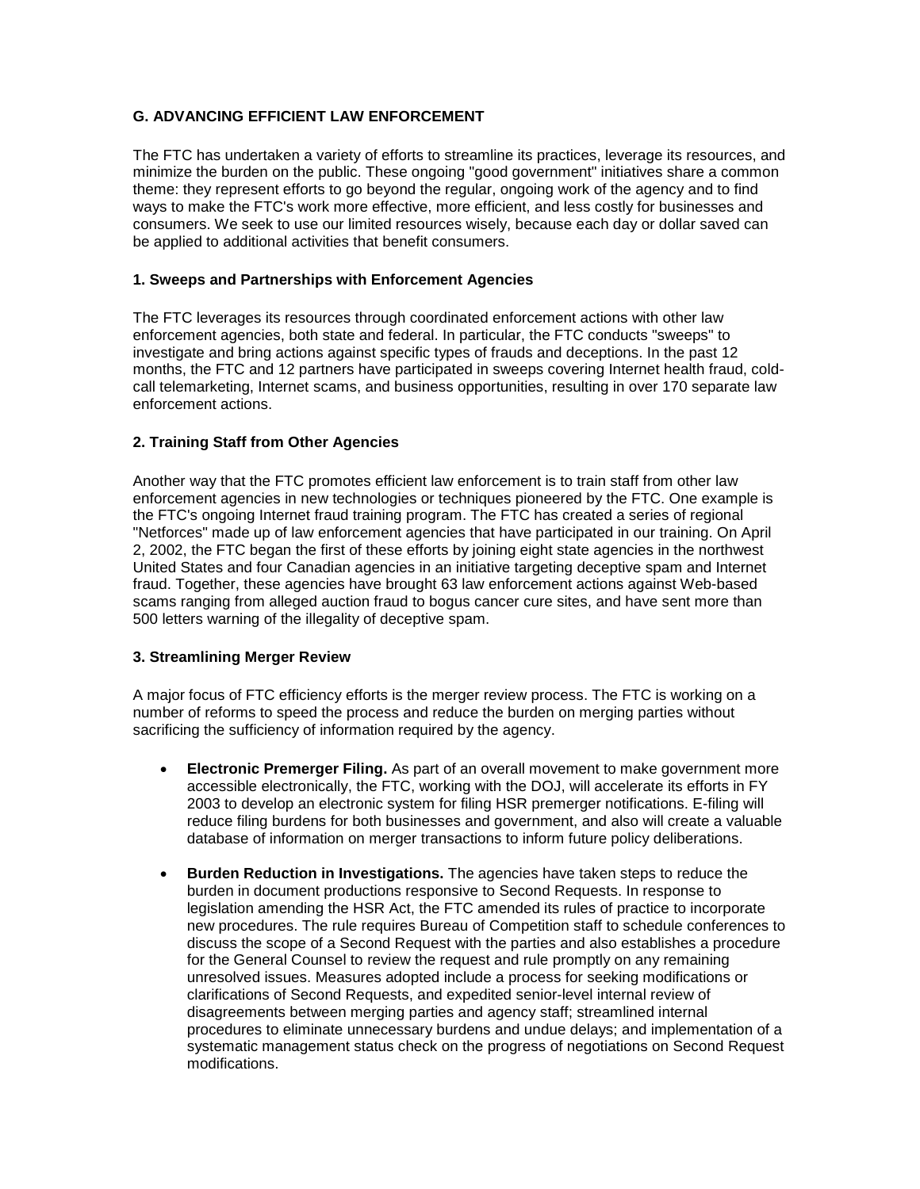### G. ADVANCING EFFICIENT LAW ENFORCEMENT

The FTC has undertaken a variety of efforts to streamline its practices, leverage its resources, and minimize the burden on the public. These ongoing "good government" initiatives share a common theme: they represent efforts to go beyond the regular, ongoing work of the agency and to find ways to make the FTC's work more effective, more efficient, and less costly for businesses and consumers. We seek to use our limited resources wisely, because each day or dollar saved can be applied to additional activities that benefit consumers.

#### 1. Sweeps and Partnerships with Enforcement Agencies

The FTC leverages its resources through coordinated enforcement actions with other law enforcement agencies, both state and federal. In particular, the FTC conducts "sweeps" to investigate and bring actions against specific types of frauds and deceptions. In the past 12 months, the FTC and 12 partners have participated in sweeps covering Internet health fraud, cold-call telemarketing, Internet scams, and business opportunities, resulting in over 170 separate law enforcement actions.

#### 2. Training Staff from Other Agencies

Another way that the FTC promotes efficient law enforcement is to train staff from other law enforcement agencies in new technologies or techniques pioneered by the FTC. One example is the FTC's ongoing Internet fraud training program. The FTC has created a series of regional "Netforces" made up of law enforcement agencies that have participated in our training. On April 2, 2002, the FTC began the first of these efforts by joining eight state agencies in the northwest United States and four Canadian agencies in an initiative targeting deceptive spam and Internet fraud. Together, these agencies have brought 63 law enforcement actions against Web-based scams ranging from alleged auction fraud to bogus cancer cure sites, and have sent more than 500 letters warning of the illegality of deceptive spam.

#### 3. Streamlining Merger Review

A major focus of FTC efficiency efforts is the merger review process. The FTC is working on a number of reforms to speed the process and reduce the burden on merging parties without sacrificing the sufficiency of information required by the agency.

- **Electronic Premerger Filing.** As part of an overall movement to make government more accessible electronically, the FTC, working with the DOJ, will accelerate its efforts in FY 2003 to develop an electronic system for filing HSR premerger notifications. E-filing will reduce filing burdens for both businesses and government, and also will create a valuable database of information on merger transactions to inform future policy deliberations.

- **Burden Reduction in Investigations.** The agencies have taken steps to reduce the burden in document productions responsive to Second Requests. In response to legislation amending the HSR Act, the FTC amended its rules of practice to incorporate new procedures. The rule requires Bureau of Competition staff to schedule conferences to discuss the scope of a Second Request with the parties and also establishes a procedure for the General Counsel to review the request and rule promptly on any remaining unresolved issues. Measures adopted include a process for seeking modifications or clarifications of Second Requests, and expedited senior-level internal review of disagreements between merging parties and agency staff; streamlined internal procedures to eliminate unnecessary burdens and undue delays; and implementation of a systematic management status check on the progress of negotiations on Second Request modifications.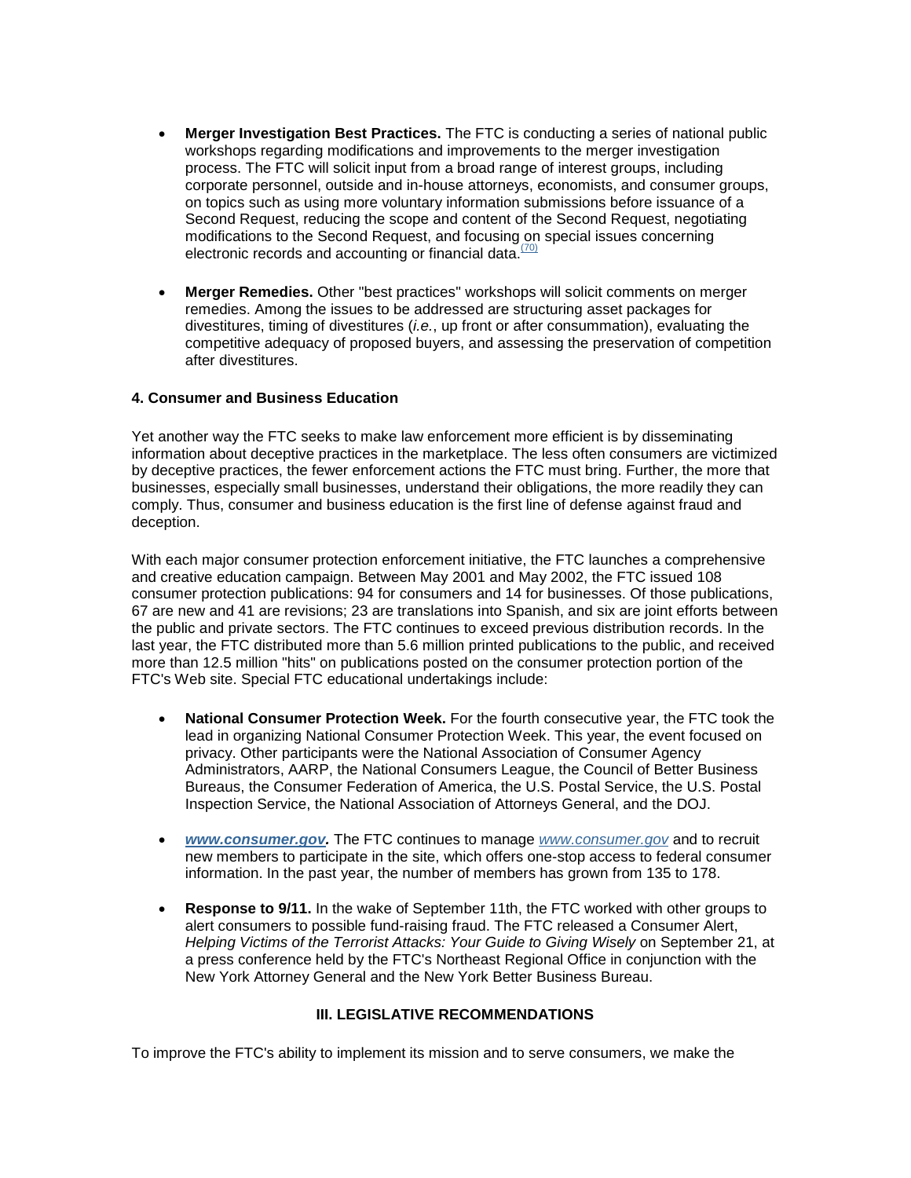- **Merger Investigation Best Practices.** The FTC is conducting a series of national public workshops regarding modifications and improvements to the merger investigation process. The FTC will solicit input from a broad range of interest groups, including corporate personnel, outside and in-house attorneys, economists, and consumer groups, on topics such as using more voluntary information submissions before issuance of a Second Request, reducing the scope and content of the Second Request, negotiating modifications to the Second Request, and focusing on special issues concerning electronic records and accounting or financial data.[(70)]

- **Merger Remedies.** Other "best practices" workshops will solicit comments on merger remedies. Among the issues to be addressed are structuring asset packages for divestitures, timing of divestitures (*i.e.*, up front or after consummation), evaluating the competitive adequacy of proposed buyers, and assessing the preservation of competition after divestitures.

#### 4. Consumer and Business Education

Yet another way the FTC seeks to make law enforcement more efficient is by disseminating information about deceptive practices in the marketplace. The less often consumers are victimized by deceptive practices, the fewer enforcement actions the FTC must bring. Further, the more that businesses, especially small businesses, understand their obligations, the more readily they can comply. Thus, consumer and business education is the first line of defense against fraud and deception.

With each major consumer protection enforcement initiative, the FTC launches a comprehensive and creative education campaign. Between May 2001 and May 2002, the FTC issued 108 consumer protection publications: 94 for consumers and 14 for businesses. Of those publications, 67 are new and 41 are revisions; 23 are translations into Spanish, and six are joint efforts between the public and private sectors. The FTC continues to exceed previous distribution records. In the last year, the FTC distributed more than 5.6 million printed publications to the public, and received more than 12.5 million "hits" on publications posted on the consumer protection portion of the FTC's Web site. Special FTC educational undertakings include:

- **National Consumer Protection Week.** For the fourth consecutive year, the FTC took the lead in organizing National Consumer Protection Week. This year, the event focused on privacy. Other participants were the National Association of Consumer Agency Administrators, AARP, the National Consumers League, the Council of Better Business Bureaus, the Consumer Federation of America, the U.S. Postal Service, the U.S. Postal Inspection Service, the National Association of Attorneys General, and the DOJ.

- ***www.consumer.gov*.** The FTC continues to manage *www.consumer.gov* and to recruit new members to participate in the site, which offers one-stop access to federal consumer information. In the past year, the number of members has grown from 135 to 178.

- **Response to 9/11.** In the wake of September 11th, the FTC worked with other groups to alert consumers to possible fund-raising fraud. The FTC released a Consumer Alert, *Helping Victims of the Terrorist Attacks: Your Guide to Giving Wisely* on September 21, at a press conference held by the FTC's Northeast Regional Office in conjunction with the New York Attorney General and the New York Better Business Bureau.

### III. LEGISLATIVE RECOMMENDATIONS

To improve the FTC's ability to implement its mission and to serve consumers, we make the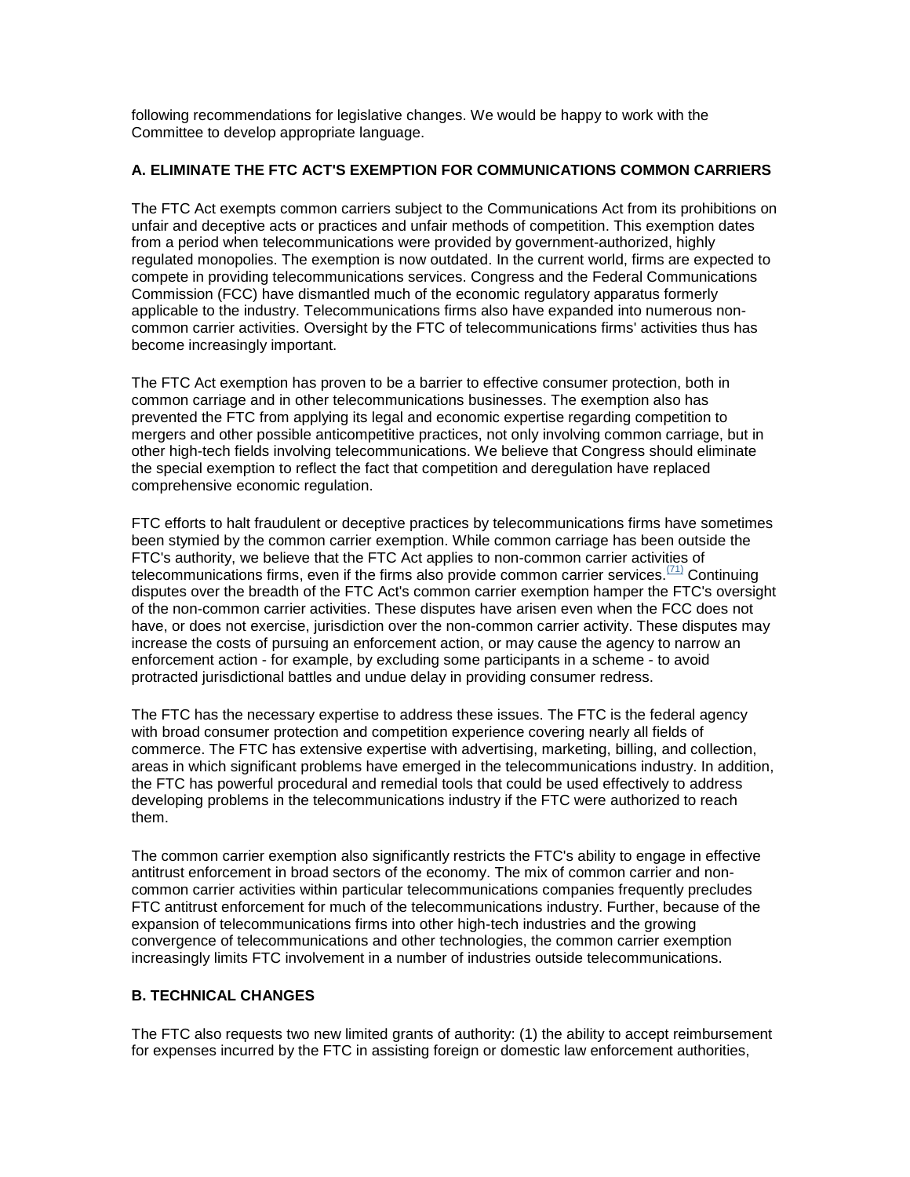following recommendations for legislative changes. We would be happy to work with the Committee to develop appropriate language.

### A. ELIMINATE THE FTC ACT'S EXEMPTION FOR COMMUNICATIONS COMMON CARRIERS

The FTC Act exempts common carriers subject to the Communications Act from its prohibitions on unfair and deceptive acts or practices and unfair methods of competition. This exemption dates from a period when telecommunications were provided by government-authorized, highly regulated monopolies. The exemption is now outdated. In the current world, firms are expected to compete in providing telecommunications services. Congress and the Federal Communications Commission (FCC) have dismantled much of the economic regulatory apparatus formerly applicable to the industry. Telecommunications firms also have expanded into numerous non-common carrier activities. Oversight by the FTC of telecommunications firms' activities thus has become increasingly important.

The FTC Act exemption has proven to be a barrier to effective consumer protection, both in common carriage and in other telecommunications businesses. The exemption also has prevented the FTC from applying its legal and economic expertise regarding competition to mergers and other possible anticompetitive practices, not only involving common carriage, but in other high-tech fields involving telecommunications. We believe that Congress should eliminate the special exemption to reflect the fact that competition and deregulation have replaced comprehensive economic regulation.

FTC efforts to halt fraudulent or deceptive practices by telecommunications firms have sometimes been stymied by the common carrier exemption. While common carriage has been outside the FTC's authority, we believe that the FTC Act applies to non-common carrier activities of telecommunications firms, even if the firms also provide common carrier services.[(71)] Continuing disputes over the breadth of the FTC Act's common carrier exemption hamper the FTC's oversight of the non-common carrier activities. These disputes have arisen even when the FCC does not have, or does not exercise, jurisdiction over the non-common carrier activity. These disputes may increase the costs of pursuing an enforcement action, or may cause the agency to narrow an enforcement action - for example, by excluding some participants in a scheme - to avoid protracted jurisdictional battles and undue delay in providing consumer redress.

The FTC has the necessary expertise to address these issues. The FTC is the federal agency with broad consumer protection and competition experience covering nearly all fields of commerce. The FTC has extensive expertise with advertising, marketing, billing, and collection, areas in which significant problems have emerged in the telecommunications industry. In addition, the FTC has powerful procedural and remedial tools that could be used effectively to address developing problems in the telecommunications industry if the FTC were authorized to reach them.

The common carrier exemption also significantly restricts the FTC's ability to engage in effective antitrust enforcement in broad sectors of the economy. The mix of common carrier and non-common carrier activities within particular telecommunications companies frequently precludes FTC antitrust enforcement for much of the telecommunications industry. Further, because of the expansion of telecommunications firms into other high-tech industries and the growing convergence of telecommunications and other technologies, the common carrier exemption increasingly limits FTC involvement in a number of industries outside telecommunications.

### B. TECHNICAL CHANGES

The FTC also requests two new limited grants of authority: (1) the ability to accept reimbursement for expenses incurred by the FTC in assisting foreign or domestic law enforcement authorities,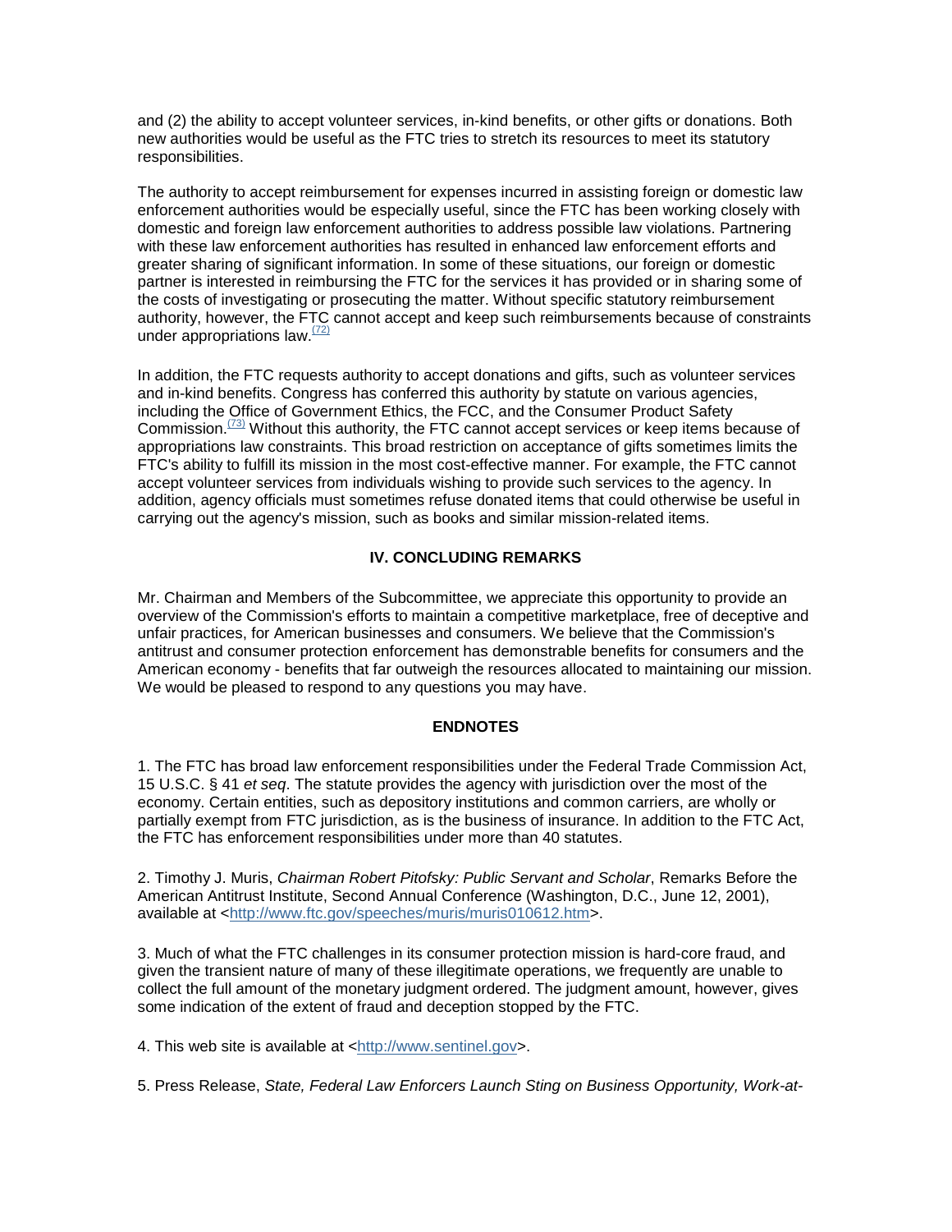and (2) the ability to accept volunteer services, in-kind benefits, or other gifts or donations. Both new authorities would be useful as the FTC tries to stretch its resources to meet its statutory responsibilities.

The authority to accept reimbursement for expenses incurred in assisting foreign or domestic law enforcement authorities would be especially useful, since the FTC has been working closely with domestic and foreign law enforcement authorities to address possible law violations. Partnering with these law enforcement authorities has resulted in enhanced law enforcement efforts and greater sharing of significant information. In some of these situations, our foreign or domestic partner is interested in reimbursing the FTC for the services it has provided or in sharing some of the costs of investigating or prosecuting the matter. Without specific statutory reimbursement authority, however, the FTC cannot accept and keep such reimbursements because of constraints under appropriations law.[(72)]

In addition, the FTC requests authority to accept donations and gifts, such as volunteer services and in-kind benefits. Congress has conferred this authority by statute on various agencies, including the Office of Government Ethics, the FCC, and the Consumer Product Safety Commission.[(73)] Without this authority, the FTC cannot accept services or keep items because of appropriations law constraints. This broad restriction on acceptance of gifts sometimes limits the FTC's ability to fulfill its mission in the most cost-effective manner. For example, the FTC cannot accept volunteer services from individuals wishing to provide such services to the agency. In addition, agency officials must sometimes refuse donated items that could otherwise be useful in carrying out the agency's mission, such as books and similar mission-related items.

## IV. CONCLUDING REMARKS

Mr. Chairman and Members of the Subcommittee, we appreciate this opportunity to provide an overview of the Commission's efforts to maintain a competitive marketplace, free of deceptive and unfair practices, for American businesses and consumers. We believe that the Commission's antitrust and consumer protection enforcement has demonstrable benefits for consumers and the American economy - benefits that far outweigh the resources allocated to maintaining our mission. We would be pleased to respond to any questions you may have.

## ENDNOTES

1. The FTC has broad law enforcement responsibilities under the Federal Trade Commission Act, 15 U.S.C. § 41 *et seq*. The statute provides the agency with jurisdiction over the most of the economy. Certain entities, such as depository institutions and common carriers, are wholly or partially exempt from FTC jurisdiction, as is the business of insurance. In addition to the FTC Act, the FTC has enforcement responsibilities under more than 40 statutes.

2. Timothy J. Muris, *Chairman Robert Pitofsky: Public Servant and Scholar*, Remarks Before the American Antitrust Institute, Second Annual Conference (Washington, D.C., June 12, 2001), available at <http://www.ftc.gov/speeches/muris/muris010612.htm>.

3. Much of what the FTC challenges in its consumer protection mission is hard-core fraud, and given the transient nature of many of these illegitimate operations, we frequently are unable to collect the full amount of the monetary judgment ordered. The judgment amount, however, gives some indication of the extent of fraud and deception stopped by the FTC.

4. This web site is available at <http://www.sentinel.gov>.

5. Press Release, *State, Federal Law Enforcers Launch Sting on Business Opportunity, Work-at-*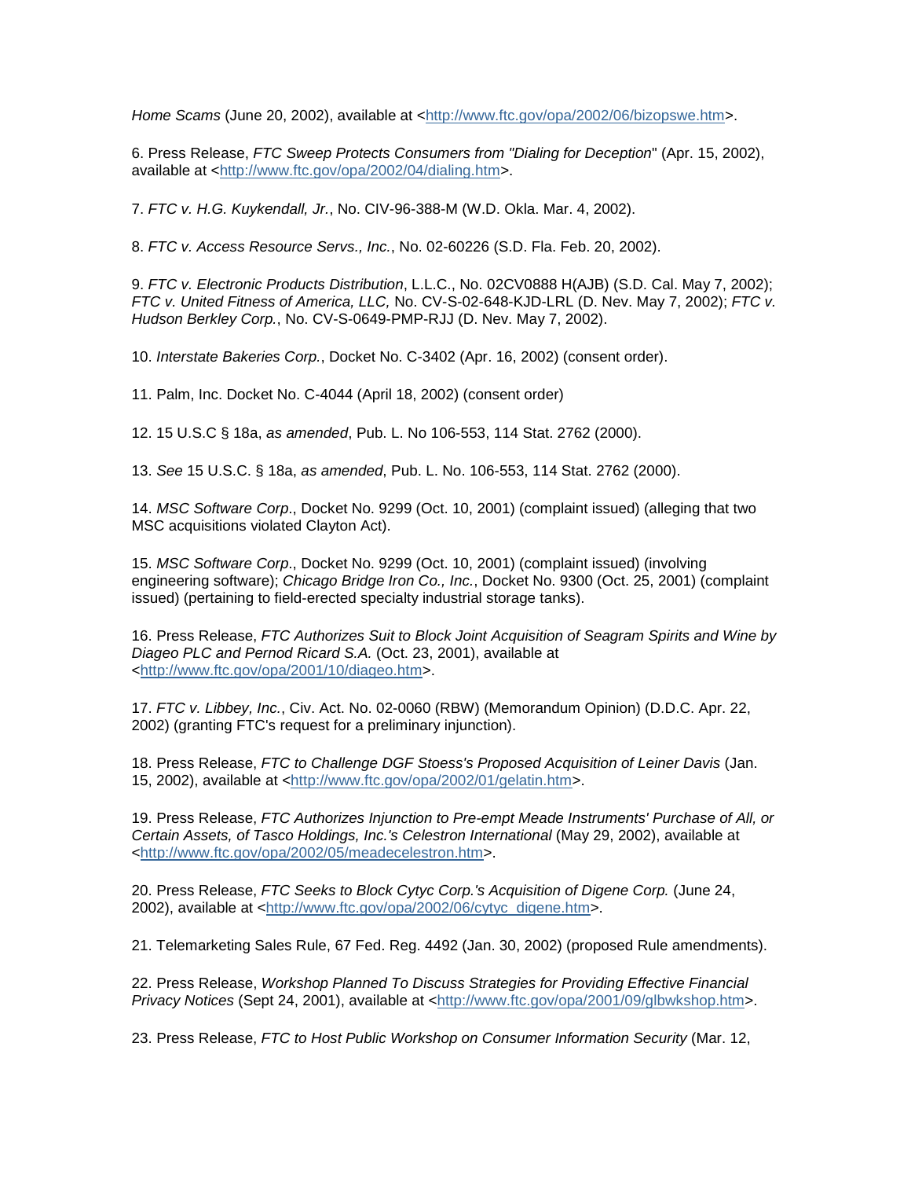*Home Scams* (June 20, 2002), available at <http://www.ftc.gov/opa/2002/06/bizopswe.htm>.

6. Press Release, *FTC Sweep Protects Consumers from "Dialing for Deception*" (Apr. 15, 2002), available at <http://www.ftc.gov/opa/2002/04/dialing.htm>.

7. *FTC v. H.G. Kuykendall, Jr.*, No. CIV-96-388-M (W.D. Okla. Mar. 4, 2002).

8. *FTC v. Access Resource Servs., Inc.*, No. 02-60226 (S.D. Fla. Feb. 20, 2002).

9. *FTC v. Electronic Products Distribution*, L.L.C., No. 02CV0888 H(AJB) (S.D. Cal. May 7, 2002); *FTC v. United Fitness of America, LLC,* No. CV-S-02-648-KJD-LRL (D. Nev. May 7, 2002); *FTC v. Hudson Berkley Corp.*, No. CV-S-0649-PMP-RJJ (D. Nev. May 7, 2002).

10. *Interstate Bakeries Corp.*, Docket No. C-3402 (Apr. 16, 2002) (consent order).

11. Palm, Inc. Docket No. C-4044 (April 18, 2002) (consent order)

12. 15 U.S.C § 18a, *as amended*, Pub. L. No 106-553, 114 Stat. 2762 (2000).

13. *See* 15 U.S.C. § 18a, *as amended*, Pub. L. No. 106-553, 114 Stat. 2762 (2000).

14. *MSC Software Corp*., Docket No. 9299 (Oct. 10, 2001) (complaint issued) (alleging that two MSC acquisitions violated Clayton Act).

15. *MSC Software Corp*., Docket No. 9299 (Oct. 10, 2001) (complaint issued) (involving engineering software); *Chicago Bridge Iron Co., Inc.*, Docket No. 9300 (Oct. 25, 2001) (complaint issued) (pertaining to field-erected specialty industrial storage tanks).

16. Press Release, *FTC Authorizes Suit to Block Joint Acquisition of Seagram Spirits and Wine by Diageo PLC and Pernod Ricard S.A.* (Oct. 23, 2001), available at <http://www.ftc.gov/opa/2001/10/diageo.htm>.

17. *FTC v. Libbey, Inc.*, Civ. Act. No. 02-0060 (RBW) (Memorandum Opinion) (D.D.C. Apr. 22, 2002) (granting FTC's request for a preliminary injunction).

18. Press Release, *FTC to Challenge DGF Stoess's Proposed Acquisition of Leiner Davis* (Jan. 15, 2002), available at <http://www.ftc.gov/opa/2002/01/gelatin.htm>.

19. Press Release, *FTC Authorizes Injunction to Pre-empt Meade Instruments' Purchase of All, or Certain Assets, of Tasco Holdings, Inc.'s Celestron International* (May 29, 2002), available at <http://www.ftc.gov/opa/2002/05/meadecelestron.htm>.

20. Press Release, *FTC Seeks to Block Cytyc Corp.'s Acquisition of Digene Corp.* (June 24, 2002), available at <http://www.ftc.gov/opa/2002/06/cytyc_digene.htm>.

21. Telemarketing Sales Rule, 67 Fed. Reg. 4492 (Jan. 30, 2002) (proposed Rule amendments).

22. Press Release, *Workshop Planned To Discuss Strategies for Providing Effective Financial Privacy Notices* (Sept 24, 2001), available at <http://www.ftc.gov/opa/2001/09/glbwkshop.htm>.

23. Press Release, *FTC to Host Public Workshop on Consumer Information Security* (Mar. 12,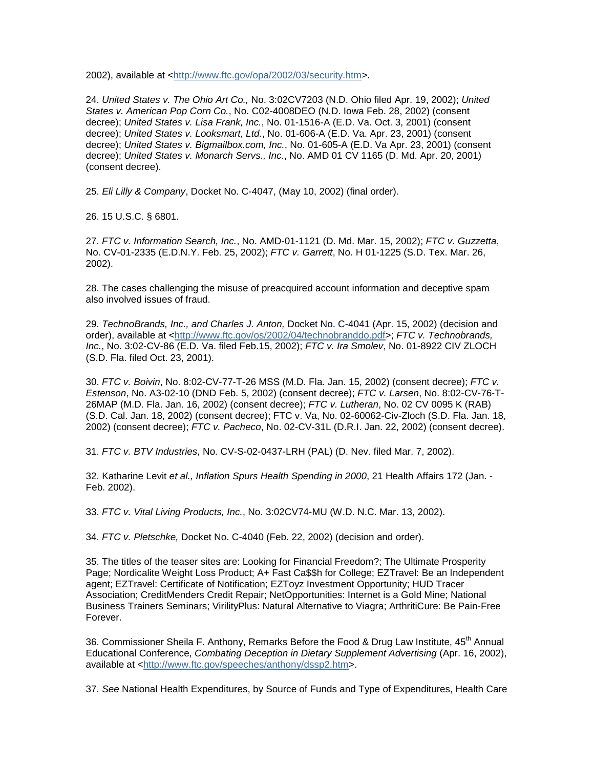2002), available at <http://www.ftc.gov/opa/2002/03/security.htm>.

24. *United States v. The Ohio Art Co.,* No. 3:02CV7203 (N.D. Ohio filed Apr. 19, 2002); *United States v. American Pop Corn Co.*, No. C02-4008DEO (N.D. Iowa Feb. 28, 2002) (consent decree); *United States v. Lisa Frank, Inc.*, No. 01-1516-A (E.D. Va. Oct. 3, 2001) (consent decree); *United States v. Looksmart, Ltd.*, No. 01-606-A (E.D. Va. Apr. 23, 2001) (consent decree); *United States v. Bigmailbox.com, Inc.*, No. 01-605-A (E.D. Va Apr. 23, 2001) (consent decree); *United States v. Monarch Servs., Inc.*, No. AMD 01 CV 1165 (D. Md. Apr. 20, 2001) (consent decree).

25. *Eli Lilly & Company*, Docket No. C-4047, (May 10, 2002) (final order).

26. 15 U.S.C. § 6801.

27. *FTC v. Information Search, Inc.*, No. AMD-01-1121 (D. Md. Mar. 15, 2002); *FTC v. Guzzetta*, No. CV-01-2335 (E.D.N.Y. Feb. 25, 2002); *FTC v. Garrett*, No. H 01-1225 (S.D. Tex. Mar. 26, 2002).

28. The cases challenging the misuse of preacquired account information and deceptive spam also involved issues of fraud.

29. *TechnoBrands, Inc., and Charles J. Anton,* Docket No. C-4041 (Apr. 15, 2002) (decision and order), available at <http://www.ftc.gov/os/2002/04/technobranddo.pdf>; *FTC v. Technobrands, Inc.*, No. 3:02-CV-86 (E.D. Va. filed Feb.15, 2002); *FTC v. Ira Smolev*, No. 01-8922 CIV ZLOCH (S.D. Fla. filed Oct. 23, 2001).

30. *FTC v. Boivin*, No. 8:02-CV-77-T-26 MSS (M.D. Fla. Jan. 15, 2002) (consent decree); *FTC v. Estenson*, No. A3-02-10 (DND Feb. 5, 2002) (consent decree); *FTC v. Larsen*, No. 8:02-CV-76-T-26MAP (M.D. Fla. Jan. 16, 2002) (consent decree); *FTC v. Lutheran*, No. 02 CV 0095 K (RAB) (S.D. Cal. Jan. 18, 2002) (consent decree); FTC v. Va, No. 02-60062-Civ-Zloch (S.D. Fla. Jan. 18, 2002) (consent decree); *FTC v. Pacheco*, No. 02-CV-31L (D.R.I. Jan. 22, 2002) (consent decree).

31. *FTC v. BTV Industries*, No. CV-S-02-0437-LRH (PAL) (D. Nev. filed Mar. 7, 2002).

32. Katharine Levit *et al., Inflation Spurs Health Spending in 2000*, 21 Health Affairs 172 (Jan. - Feb. 2002).

33. *FTC v. Vital Living Products, Inc.*, No. 3:02CV74-MU (W.D. N.C. Mar. 13, 2002).

34. *FTC v. Pletschke,* Docket No. C-4040 (Feb. 22, 2002) (decision and order).

35. The titles of the teaser sites are: Looking for Financial Freedom?; The Ultimate Prosperity Page; Nordicalite Weight Loss Product; A+ Fast Ca$$h for College; EZTravel: Be an Independent agent; EZTravel: Certificate of Notification; EZToyz Investment Opportunity; HUD Tracer Association; CreditMenders Credit Repair; NetOpportunities: Internet is a Gold Mine; National Business Trainers Seminars; VirilityPlus: Natural Alternative to Viagra; ArthritiCure: Be Pain-Free Forever.

36. Commissioner Sheila F. Anthony, Remarks Before the Food & Drug Law Institute, 45th Annual Educational Conference, *Combating Deception in Dietary Supplement Advertising* (Apr. 16, 2002), available at <http://www.ftc.gov/speeches/anthony/dssp2.htm>.

37. *See* National Health Expenditures, by Source of Funds and Type of Expenditures, Health Care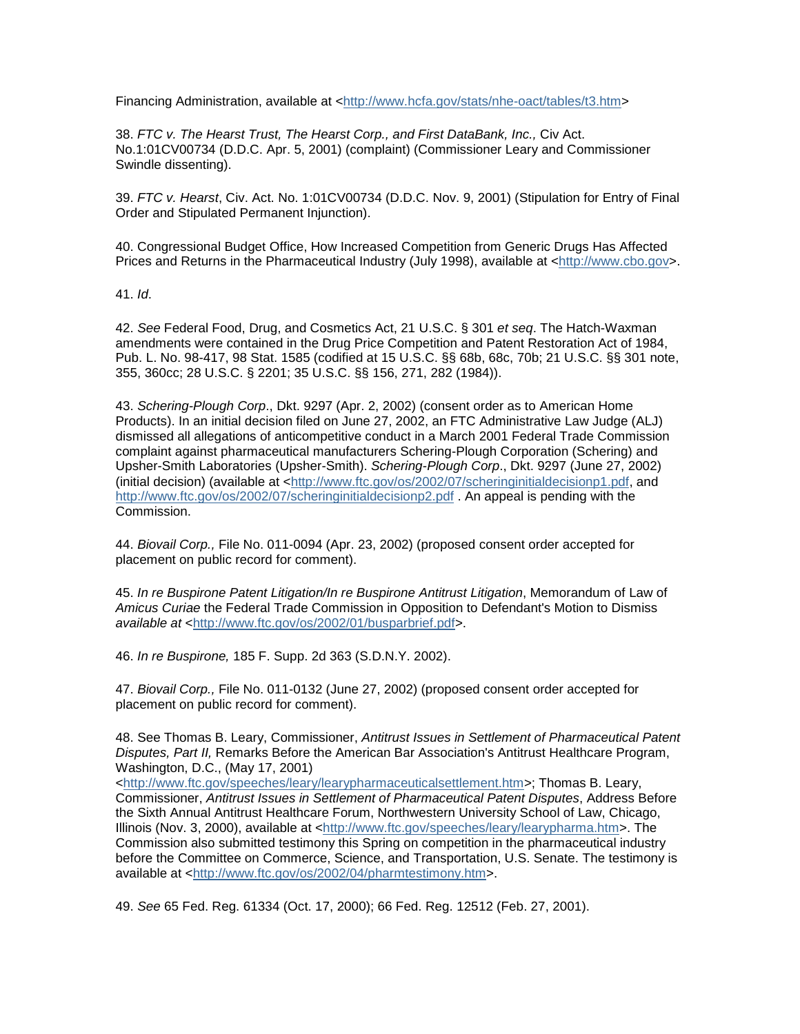Financing Administration, available at <http://www.hcfa.gov/stats/nhe-oact/tables/t3.htm>

38. *FTC v. The Hearst Trust, The Hearst Corp., and First DataBank, Inc.,* Civ Act. No.1:01CV00734 (D.D.C. Apr. 5, 2001) (complaint) (Commissioner Leary and Commissioner Swindle dissenting).

39. *FTC v. Hearst*, Civ. Act. No. 1:01CV00734 (D.D.C. Nov. 9, 2001) (Stipulation for Entry of Final Order and Stipulated Permanent Injunction).

40. Congressional Budget Office, How Increased Competition from Generic Drugs Has Affected Prices and Returns in the Pharmaceutical Industry (July 1998), available at <http://www.cbo.gov>.

41. *Id*.

42. *See* Federal Food, Drug, and Cosmetics Act, 21 U.S.C. § 301 *et seq*. The Hatch-Waxman amendments were contained in the Drug Price Competition and Patent Restoration Act of 1984, Pub. L. No. 98-417, 98 Stat. 1585 (codified at 15 U.S.C. §§ 68b, 68c, 70b; 21 U.S.C. §§ 301 note, 355, 360cc; 28 U.S.C. § 2201; 35 U.S.C. §§ 156, 271, 282 (1984)).

43. *Schering-Plough Corp*., Dkt. 9297 (Apr. 2, 2002) (consent order as to American Home Products). In an initial decision filed on June 27, 2002, an FTC Administrative Law Judge (ALJ) dismissed all allegations of anticompetitive conduct in a March 2001 Federal Trade Commission complaint against pharmaceutical manufacturers Schering-Plough Corporation (Schering) and Upsher-Smith Laboratories (Upsher-Smith). *Schering-Plough Corp*., Dkt. 9297 (June 27, 2002) (initial decision) (available at <http://www.ftc.gov/os/2002/07/scheringinitialdecisionp1.pdf, and http://www.ftc.gov/os/2002/07/scheringinitialdecisionp2.pdf . An appeal is pending with the Commission.

44. *Biovail Corp.,* File No. 011-0094 (Apr. 23, 2002) (proposed consent order accepted for placement on public record for comment).

45. *In re Buspirone Patent Litigation/In re Buspirone Antitrust Litigation*, Memorandum of Law of *Amicus Curiae* the Federal Trade Commission in Opposition to Defendant's Motion to Dismiss *available at* <http://www.ftc.gov/os/2002/01/busparbrief.pdf>.

46. *In re Buspirone,* 185 F. Supp. 2d 363 (S.D.N.Y. 2002).

47. *Biovail Corp.,* File No. 011-0132 (June 27, 2002) (proposed consent order accepted for placement on public record for comment).

48. See Thomas B. Leary, Commissioner, *Antitrust Issues in Settlement of Pharmaceutical Patent Disputes, Part II,* Remarks Before the American Bar Association's Antitrust Healthcare Program, Washington, D.C., (May 17, 2001) <http://www.ftc.gov/speeches/leary/learypharmaceuticalsettlement.htm>; Thomas B. Leary, Commissioner, *Antitrust Issues in Settlement of Pharmaceutical Patent Disputes*, Address Before the Sixth Annual Antitrust Healthcare Forum, Northwestern University School of Law, Chicago, Illinois (Nov. 3, 2000), available at <http://www.ftc.gov/speeches/leary/learypharma.htm>. The Commission also submitted testimony this Spring on competition in the pharmaceutical industry before the Committee on Commerce, Science, and Transportation, U.S. Senate. The testimony is available at <http://www.ftc.gov/os/2002/04/pharmtestimony.htm>.

49. *See* 65 Fed. Reg. 61334 (Oct. 17, 2000); 66 Fed. Reg. 12512 (Feb. 27, 2001).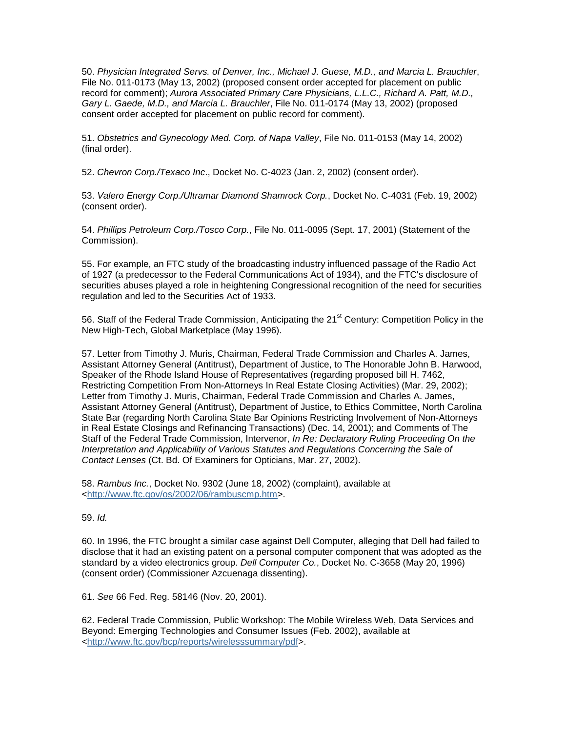50. *Physician Integrated Servs. of Denver, Inc., Michael J. Guese, M.D., and Marcia L. Brauchler*, File No. 011-0173 (May 13, 2002) (proposed consent order accepted for placement on public record for comment); *Aurora Associated Primary Care Physicians, L.L.C., Richard A. Patt, M.D., Gary L. Gaede, M.D., and Marcia L. Brauchler*, File No. 011-0174 (May 13, 2002) (proposed consent order accepted for placement on public record for comment).

51. *Obstetrics and Gynecology Med. Corp. of Napa Valley*, File No. 011-0153 (May 14, 2002) (final order).

52. *Chevron Corp./Texaco Inc*., Docket No. C-4023 (Jan. 2, 2002) (consent order).

53. *Valero Energy Corp./Ultramar Diamond Shamrock Corp.*, Docket No. C-4031 (Feb. 19, 2002) (consent order).

54. *Phillips Petroleum Corp./Tosco Corp.*, File No. 011-0095 (Sept. 17, 2001) (Statement of the Commission).

55. For example, an FTC study of the broadcasting industry influenced passage of the Radio Act of 1927 (a predecessor to the Federal Communications Act of 1934), and the FTC's disclosure of securities abuses played a role in heightening Congressional recognition of the need for securities regulation and led to the Securities Act of 1933.

56. Staff of the Federal Trade Commission, Anticipating the 21st Century: Competition Policy in the New High-Tech, Global Marketplace (May 1996).

57. Letter from Timothy J. Muris, Chairman, Federal Trade Commission and Charles A. James, Assistant Attorney General (Antitrust), Department of Justice, to The Honorable John B. Harwood, Speaker of the Rhode Island House of Representatives (regarding proposed bill H. 7462, Restricting Competition From Non-Attorneys In Real Estate Closing Activities) (Mar. 29, 2002); Letter from Timothy J. Muris, Chairman, Federal Trade Commission and Charles A. James, Assistant Attorney General (Antitrust), Department of Justice, to Ethics Committee, North Carolina State Bar (regarding North Carolina State Bar Opinions Restricting Involvement of Non-Attorneys in Real Estate Closings and Refinancing Transactions) (Dec. 14, 2001); and Comments of The Staff of the Federal Trade Commission, Intervenor, *In Re: Declaratory Ruling Proceeding On the Interpretation and Applicability of Various Statutes and Regulations Concerning the Sale of Contact Lenses* (Ct. Bd. Of Examiners for Opticians, Mar. 27, 2002).

58. *Rambus Inc.*, Docket No. 9302 (June 18, 2002) (complaint), available at <http://www.ftc.gov/os/2002/06/rambuscmp.htm>.

59. *Id.*

60. In 1996, the FTC brought a similar case against Dell Computer, alleging that Dell had failed to disclose that it had an existing patent on a personal computer component that was adopted as the standard by a video electronics group. *Dell Computer Co.*, Docket No. C-3658 (May 20, 1996) (consent order) (Commissioner Azcuenaga dissenting).

61. *See* 66 Fed. Reg. 58146 (Nov. 20, 2001).

62. Federal Trade Commission, Public Workshop: The Mobile Wireless Web, Data Services and Beyond: Emerging Technologies and Consumer Issues (Feb. 2002), available at <http://www.ftc.gov/bcp/reports/wirelesssummary/pdf>.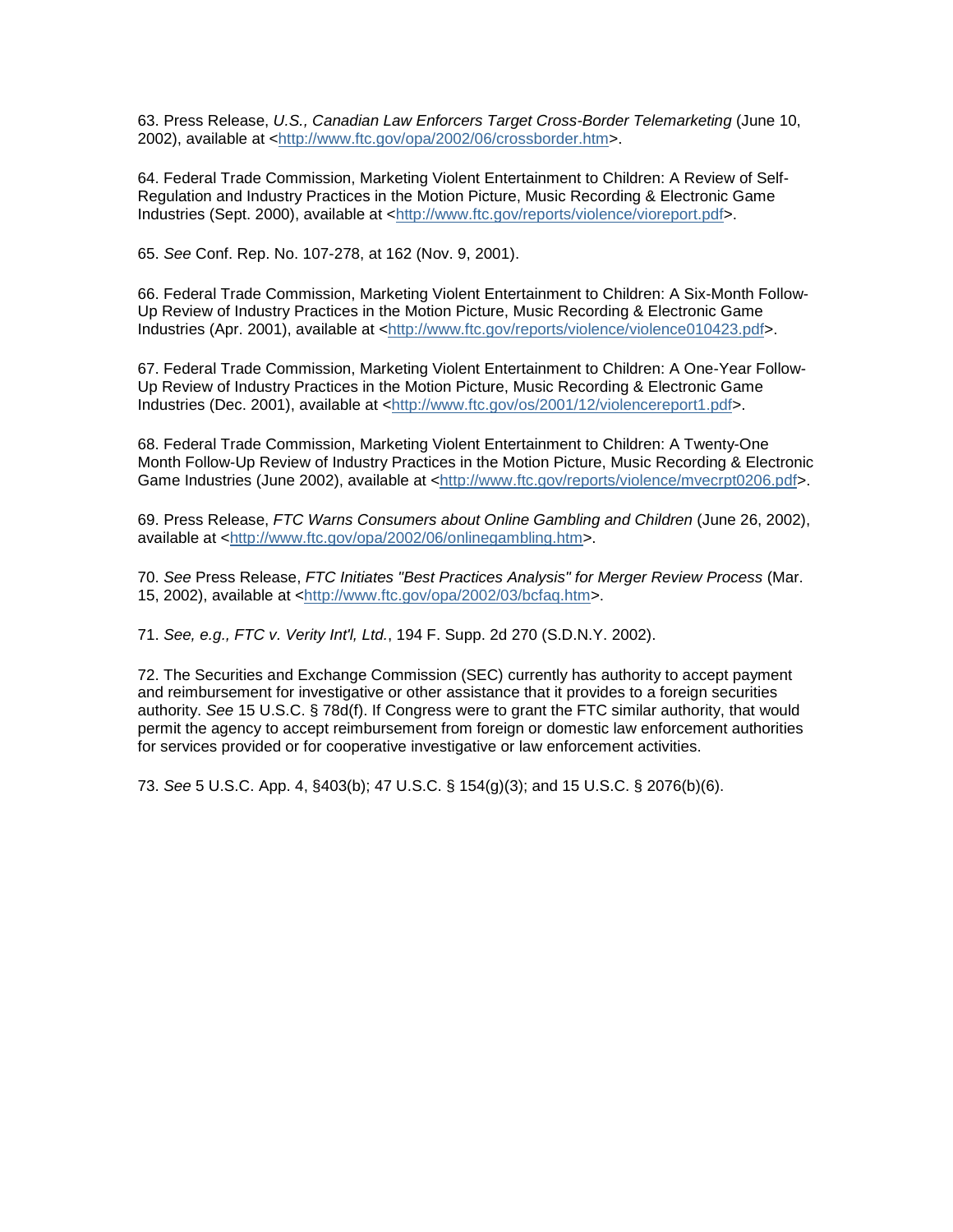63. Press Release, *U.S., Canadian Law Enforcers Target Cross-Border Telemarketing* (June 10, 2002), available at <http://www.ftc.gov/opa/2002/06/crossborder.htm>.

64. Federal Trade Commission, Marketing Violent Entertainment to Children: A Review of Self-Regulation and Industry Practices in the Motion Picture, Music Recording & Electronic Game Industries (Sept. 2000), available at <http://www.ftc.gov/reports/violence/vioreport.pdf>.

65. *See* Conf. Rep. No. 107-278, at 162 (Nov. 9, 2001).

66. Federal Trade Commission, Marketing Violent Entertainment to Children: A Six-Month Follow-Up Review of Industry Practices in the Motion Picture, Music Recording & Electronic Game Industries (Apr. 2001), available at <http://www.ftc.gov/reports/violence/violence010423.pdf>.

67. Federal Trade Commission, Marketing Violent Entertainment to Children: A One-Year Follow-Up Review of Industry Practices in the Motion Picture, Music Recording & Electronic Game Industries (Dec. 2001), available at <http://www.ftc.gov/os/2001/12/violencereport1.pdf>.

68. Federal Trade Commission, Marketing Violent Entertainment to Children: A Twenty-One Month Follow-Up Review of Industry Practices in the Motion Picture, Music Recording & Electronic Game Industries (June 2002), available at <http://www.ftc.gov/reports/violence/mvecrpt0206.pdf>.

69. Press Release, *FTC Warns Consumers about Online Gambling and Children* (June 26, 2002), available at <http://www.ftc.gov/opa/2002/06/onlinegambling.htm>.

70. *See* Press Release, *FTC Initiates "Best Practices Analysis" for Merger Review Process* (Mar. 15, 2002), available at <http://www.ftc.gov/opa/2002/03/bcfaq.htm>.

71. *See, e.g., FTC v. Verity Int'l, Ltd.*, 194 F. Supp. 2d 270 (S.D.N.Y. 2002).

72. The Securities and Exchange Commission (SEC) currently has authority to accept payment and reimbursement for investigative or other assistance that it provides to a foreign securities authority. *See* 15 U.S.C. § 78d(f). If Congress were to grant the FTC similar authority, that would permit the agency to accept reimbursement from foreign or domestic law enforcement authorities for services provided or for cooperative investigative or law enforcement activities.

73. *See* 5 U.S.C. App. 4, §403(b); 47 U.S.C. § 154(g)(3); and 15 U.S.C. § 2076(b)(6).